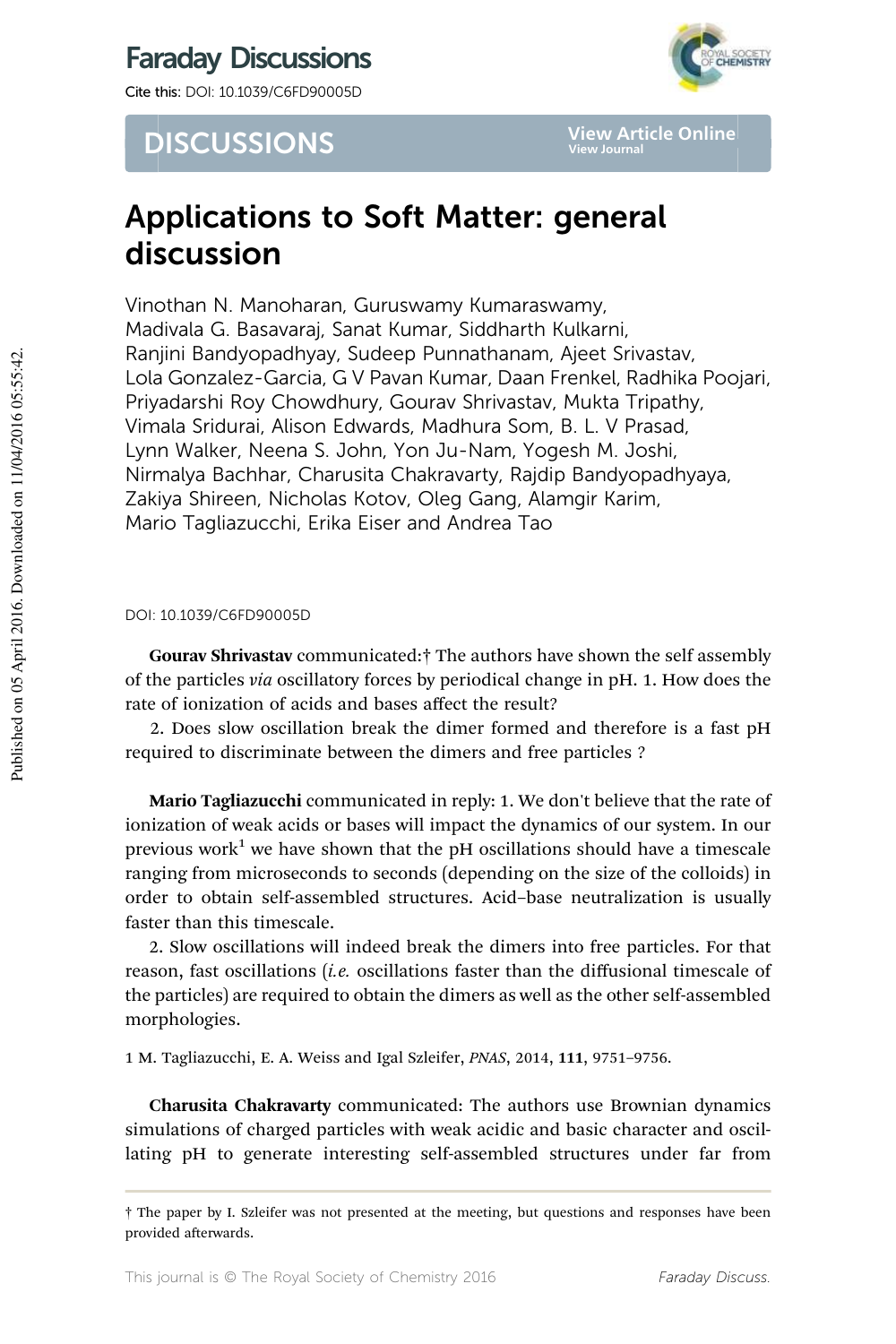# Applications to Soft Matter: general discussion

Vinothan N. Manoharan, Guruswamy Kumaraswamy, Madivala G. Basavaraj, Sanat Kumar, Siddharth Kulkarni, Ranjini Bandyopadhyay, Sudeep Punnathanam, Ajeet Srivastav, Lola Gonzalez-Garcia, G V Pavan Kumar, Daan Frenkel, Radhika Poojari, Priyadarshi Roy Chowdhury, Gourav Shrivastav, Mukta Tripathy, Vimala Sridurai, Alison Edwards, Madhura Som, B. L. V Prasad, Lynn Walker, Neena S. John, Yon Ju-Nam, Yogesh M. Joshi, Nirmalya Bachhar, Charusita Chakravarty, Rajdip Bandyopadhyaya, Zakiya Shireen, Nicholas Kotov, Oleg Gang, Alamgir Karim, Mario Tagliazucchi, Erika Eiser and Andrea Tao

DOI: 10.1039/C6FD90005D

**Gourav Shrivastav** communicated:† The authors have shown the self assembly of the particles *via* oscillatory forces by periodical change in pH. 1. How does the rate of ionization of acids and bases affect the result?

2. Does slow oscillation break the dimer formed and therefore is a fast pH required to discriminate between the dimers and free particles ?

**Mario Tagliazucchi** communicated in reply: 1. We don't believe that the rate of ionization of weak acids or bases will impact the dynamics of our system. In our previous work[1] we have shown that the pH oscillations should have a timescale ranging from microseconds to seconds (depending on the size of the colloids) in order to obtain self-assembled structures. Acid–base neutralization is usually faster than this timescale.

2. Slow oscillations will indeed break the dimers into free particles. For that reason, fast oscillations (*i.e.* oscillations faster than the diffusional timescale of the particles) are required to obtain the dimers as well as the other self-assembled morphologies.

1 M. Tagliazucchi, E. A. Weiss and Igal Szleifer, *PNAS*, 2014, **111**, 9751–9756.

**Charusita Chakravarty** communicated: The authors use Brownian dynamics simulations of charged particles with weak acidic and basic character and oscillating pH to generate interesting self-assembled structures under far from

† The paper by I. Szleifer was not presented at the meeting, but questions and responses have been provided afterwards.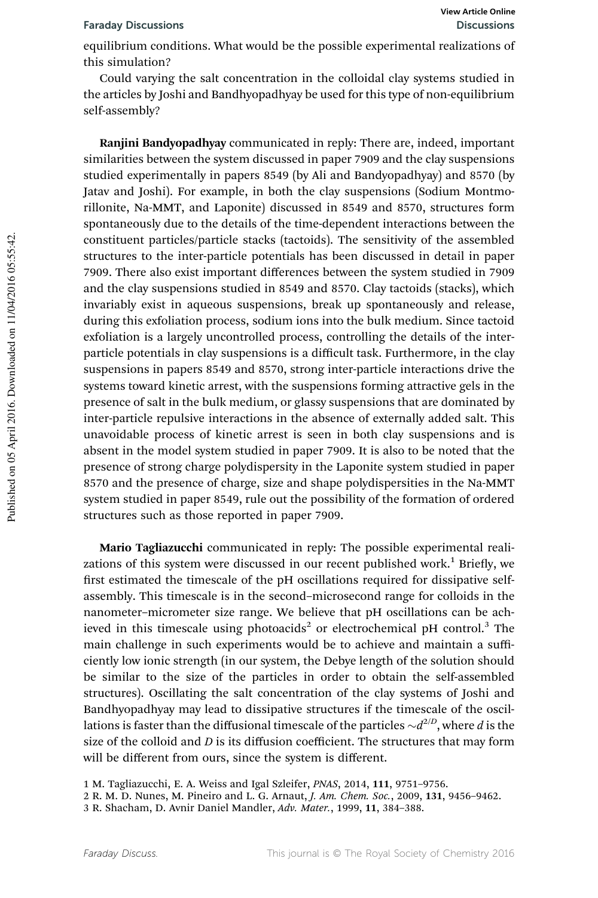equilibrium conditions. What would be the possible experimental realizations of this simulation?

Could varying the salt concentration in the colloidal clay systems studied in the articles by Joshi and Bandhyopadhyay be used for this type of non-equilibrium self-assembly?

**Ranjini Bandyopadhyay** communicated in reply: There are, indeed, important similarities between the system discussed in paper 7909 and the clay suspensions studied experimentally in papers 8549 (by Ali and Bandyopadhyay) and 8570 (by Jatav and Joshi). For example, in both the clay suspensions (Sodium Montmorillonite, Na-MMT, and Laponite) discussed in 8549 and 8570, structures form spontaneously due to the details of the time-dependent interactions between the constituent particles/particle stacks (tactoids). The sensitivity of the assembled structures to the inter-particle potentials has been discussed in detail in paper 7909. There also exist important differences between the system studied in 7909 and the clay suspensions studied in 8549 and 8570. Clay tactoids (stacks), which invariably exist in aqueous suspensions, break up spontaneously and release, during this exfoliation process, sodium ions into the bulk medium. Since tactoid exfoliation is a largely uncontrolled process, controlling the details of the inter-particle potentials in clay suspensions is a difficult task. Furthermore, in the clay suspensions in papers 8549 and 8570, strong inter-particle interactions drive the systems toward kinetic arrest, with the suspensions forming attractive gels in the presence of salt in the bulk medium, or glassy suspensions that are dominated by inter-particle repulsive interactions in the absence of externally added salt. This unavoidable process of kinetic arrest is seen in both clay suspensions and is absent in the model system studied in paper 7909. It is also to be noted that the presence of strong charge polydispersity in the Laponite system studied in paper 8570 and the presence of charge, size and shape polydispersities in the Na-MMT system studied in paper 8549, rule out the possibility of the formation of ordered structures such as those reported in paper 7909.

**Mario Tagliazucchi** communicated in reply: The possible experimental realizations of this system were discussed in our recent published work.[1] Briefly, we first estimated the timescale of the pH oscillations required for dissipative self-assembly. This timescale is in the second–microsecond range for colloids in the nanometer–micrometer size range. We believe that pH oscillations can be achieved in this timescale using photoacids[2] or electrochemical pH control.[3] The main challenge in such experiments would be to achieve and maintain a sufficiently low ionic strength (in our system, the Debye length of the solution should be similar to the size of the particles in order to obtain the self-assembled structures). Oscillating the salt concentration of the clay systems of Joshi and Bandhyopadhyay may lead to dissipative structures if the timescale of the oscillations is faster than the diffusional timescale of the particles $\sim d^{2/D}$, where $d$ is the size of the colloid and $D$ is its diffusion coefficient. The structures that may form will be different from ours, since the system is different.

1 M. Tagliazucchi, E. A. Weiss and Igal Szleifer, *PNAS*, 2014, **111**, 9751–9756.

2 R. M. D. Nunes, M. Pineiro and L. G. Arnaut, *J. Am. Chem. Soc.*, 2009, **131**, 9456–9462.

3 R. Shacham, D. Avnir Daniel Mandler, *Adv. Mater.*, 1999, **11**, 384–388.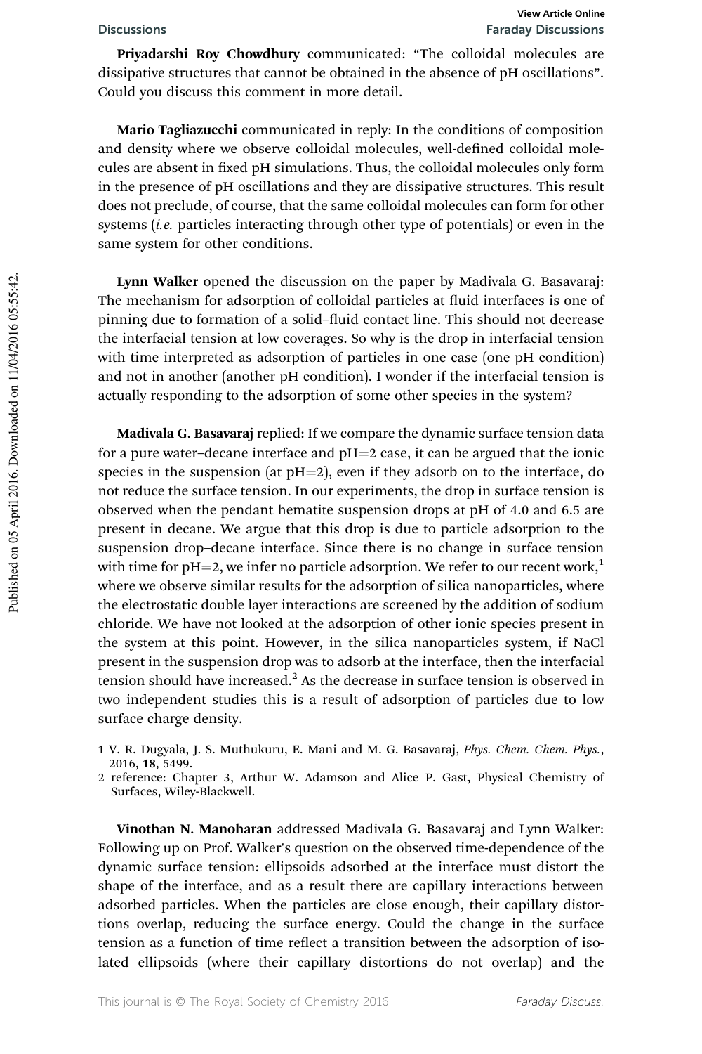**Priyadarshi Roy Chowdhury** communicated: "The colloidal molecules are dissipative structures that cannot be obtained in the absence of pH oscillations". Could you discuss this comment in more detail.

**Mario Tagliazucchi** communicated in reply: In the conditions of composition and density where we observe colloidal molecules, well-defined colloidal molecules are absent in fixed pH simulations. Thus, the colloidal molecules only form in the presence of pH oscillations and they are dissipative structures. This result does not preclude, of course, that the same colloidal molecules can form for other systems (*i.e.* particles interacting through other type of potentials) or even in the same system for other conditions.

**Lynn Walker** opened the discussion on the paper by Madivala G. Basavaraj: The mechanism for adsorption of colloidal particles at fluid interfaces is one of pinning due to formation of a solid–fluid contact line. This should not decrease the interfacial tension at low coverages. So why is the drop in interfacial tension with time interpreted as adsorption of particles in one case (one pH condition) and not in another (another pH condition). I wonder if the interfacial tension is actually responding to the adsorption of some other species in the system?

**Madivala G. Basavaraj** replied: If we compare the dynamic surface tension data for a pure water–decane interface and pH=2 case, it can be argued that the ionic species in the suspension (at pH=2), even if they adsorb on to the interface, do not reduce the surface tension. In our experiments, the drop in surface tension is observed when the pendant hematite suspension drops at pH of 4.0 and 6.5 are present in decane. We argue that this drop is due to particle adsorption to the suspension drop–decane interface. Since there is no change in surface tension with time for pH=2, we infer no particle adsorption. We refer to our recent work,[1] where we observe similar results for the adsorption of silica nanoparticles, where the electrostatic double layer interactions are screened by the addition of sodium chloride. We have not looked at the adsorption of other ionic species present in the system at this point. However, in the silica nanoparticles system, if NaCl present in the suspension drop was to adsorb at the interface, then the interfacial tension should have increased.[2] As the decrease in surface tension is observed in two independent studies this is a result of adsorption of particles due to low surface charge density.

1 V. R. Dugyala, J. S. Muthukuru, E. Mani and M. G. Basavaraj, *Phys. Chem. Chem. Phys.*, 2016, **18**, 5499.

2 reference: Chapter 3, Arthur W. Adamson and Alice P. Gast, Physical Chemistry of Surfaces, Wiley-Blackwell.

**Vinothan N. Manoharan** addressed Madivala G. Basavaraj and Lynn Walker: Following up on Prof. Walker's question on the observed time-dependence of the dynamic surface tension: ellipsoids adsorbed at the interface must distort the shape of the interface, and as a result there are capillary interactions between adsorbed particles. When the particles are close enough, their capillary distortions overlap, reducing the surface energy. Could the change in the surface tension as a function of time reflect a transition between the adsorption of isolated ellipsoids (where their capillary distortions do not overlap) and the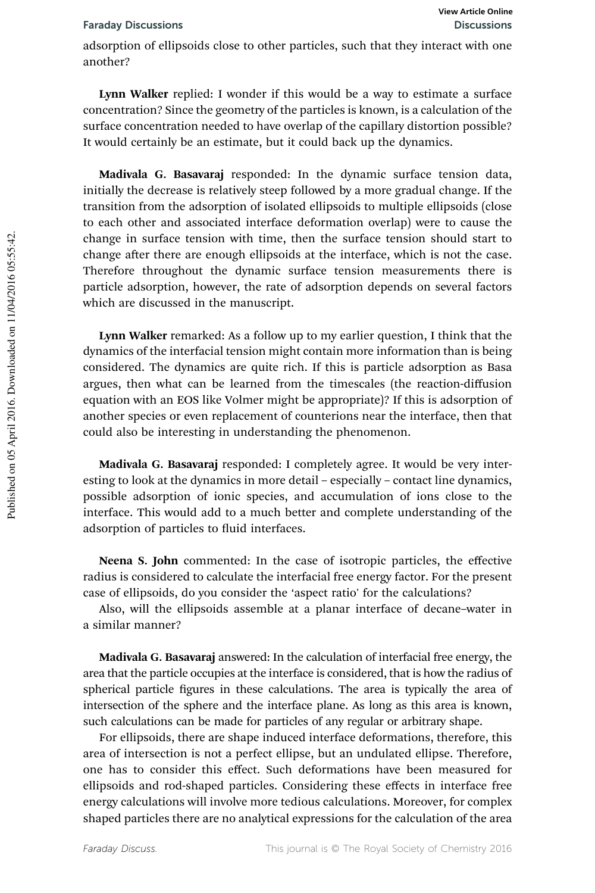adsorption of ellipsoids close to other particles, such that they interact with one another?

**Lynn Walker** replied: I wonder if this would be a way to estimate a surface concentration? Since the geometry of the particles is known, is a calculation of the surface concentration needed to have overlap of the capillary distortion possible? It would certainly be an estimate, but it could back up the dynamics.

**Madivala G. Basavaraj** responded: In the dynamic surface tension data, initially the decrease is relatively steep followed by a more gradual change. If the transition from the adsorption of isolated ellipsoids to multiple ellipsoids (close to each other and associated interface deformation overlap) were to cause the change in surface tension with time, then the surface tension should start to change after there are enough ellipsoids at the interface, which is not the case. Therefore throughout the dynamic surface tension measurements there is particle adsorption, however, the rate of adsorption depends on several factors which are discussed in the manuscript.

**Lynn Walker** remarked: As a follow up to my earlier question, I think that the dynamics of the interfacial tension might contain more information than is being considered. The dynamics are quite rich. If this is particle adsorption as Basa argues, then what can be learned from the timescales (the reaction-diffusion equation with an EOS like Volmer might be appropriate)? If this is adsorption of another species or even replacement of counterions near the interface, then that could also be interesting in understanding the phenomenon.

**Madivala G. Basavaraj** responded: I completely agree. It would be very interesting to look at the dynamics in more detail – especially – contact line dynamics, possible adsorption of ionic species, and accumulation of ions close to the interface. This would add to a much better and complete understanding of the adsorption of particles to fluid interfaces.

**Neena S. John** commented: In the case of isotropic particles, the effective radius is considered to calculate the interfacial free energy factor. For the present case of ellipsoids, do you consider the 'aspect ratio' for the calculations?

Also, will the ellipsoids assemble at a planar interface of decane–water in a similar manner?

**Madivala G. Basavaraj** answered: In the calculation of interfacial free energy, the area that the particle occupies at the interface is considered, that is how the radius of spherical particle figures in these calculations. The area is typically the area of intersection of the sphere and the interface plane. As long as this area is known, such calculations can be made for particles of any regular or arbitrary shape.

For ellipsoids, there are shape induced interface deformations, therefore, this area of intersection is not a perfect ellipse, but an undulated ellipse. Therefore, one has to consider this effect. Such deformations have been measured for ellipsoids and rod-shaped particles. Considering these effects in interface free energy calculations will involve more tedious calculations. Moreover, for complex shaped particles there are no analytical expressions for the calculation of the area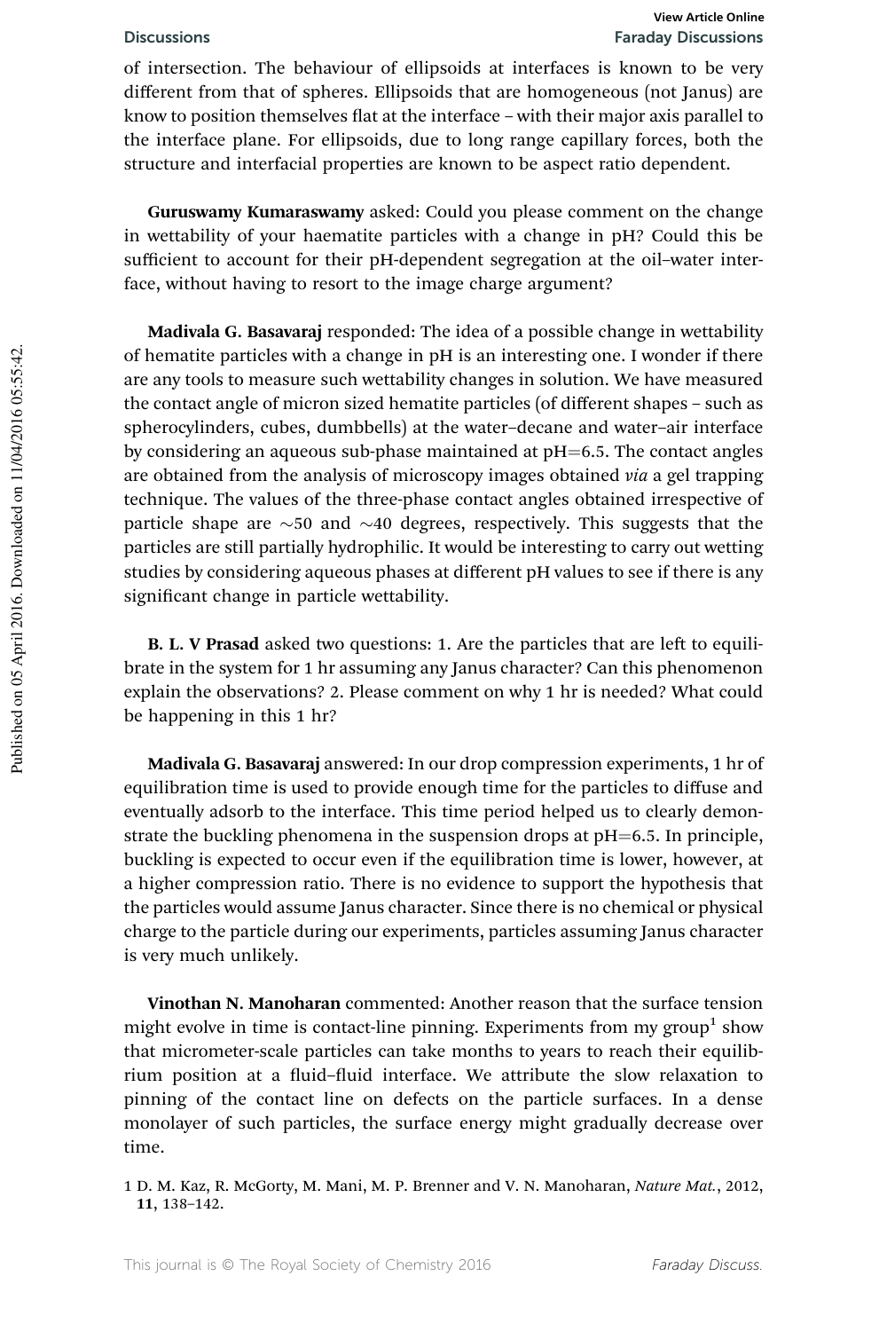of intersection. The behaviour of ellipsoids at interfaces is known to be very different from that of spheres. Ellipsoids that are homogeneous (not Janus) are know to position themselves flat at the interface – with their major axis parallel to the interface plane. For ellipsoids, due to long range capillary forces, both the structure and interfacial properties are known to be aspect ratio dependent.

**Guruswamy Kumaraswamy** asked: Could you please comment on the change in wettability of your haematite particles with a change in pH? Could this be sufficient to account for their pH-dependent segregation at the oil–water interface, without having to resort to the image charge argument?

**Madivala G. Basavaraj** responded: The idea of a possible change in wettability of hematite particles with a change in pH is an interesting one. I wonder if there are any tools to measure such wettability changes in solution. We have measured the contact angle of micron sized hematite particles (of different shapes – such as spherocylinders, cubes, dumbbells) at the water–decane and water–air interface by considering an aqueous sub-phase maintained at pH=6.5. The contact angles are obtained from the analysis of microscopy images obtained *via* a gel trapping technique. The values of the three-phase contact angles obtained irrespective of particle shape are ~50 and ~40 degrees, respectively. This suggests that the particles are still partially hydrophilic. It would be interesting to carry out wetting studies by considering aqueous phases at different pH values to see if there is any significant change in particle wettability.

**B. L. V Prasad** asked two questions: 1. Are the particles that are left to equilibrate in the system for 1 hr assuming any Janus character? Can this phenomenon explain the observations? 2. Please comment on why 1 hr is needed? What could be happening in this 1 hr?

**Madivala G. Basavaraj** answered: In our drop compression experiments, 1 hr of equilibration time is used to provide enough time for the particles to diffuse and eventually adsorb to the interface. This time period helped us to clearly demonstrate the buckling phenomena in the suspension drops at pH=6.5. In principle, buckling is expected to occur even if the equilibration time is lower, however, at a higher compression ratio. There is no evidence to support the hypothesis that the particles would assume Janus character. Since there is no chemical or physical charge to the particle during our experiments, particles assuming Janus character is very much unlikely.

**Vinothan N. Manoharan** commented: Another reason that the surface tension might evolve in time is contact-line pinning. Experiments from my group[1] show that micrometer-scale particles can take months to years to reach their equilibrium position at a fluid–fluid interface. We attribute the slow relaxation to pinning of the contact line on defects on the particle surfaces. In a dense monolayer of such particles, the surface energy might gradually decrease over time.

1 D. M. Kaz, R. McGorty, M. Mani, M. P. Brenner and V. N. Manoharan, *Nature Mat.*, 2012, **11**, 138–142.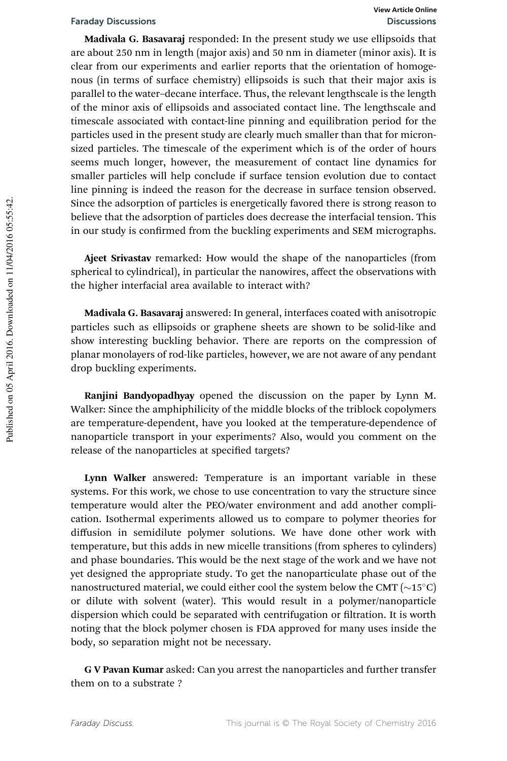**Madivala G. Basavaraj** responded: In the present study we use ellipsoids that are about 250 nm in length (major axis) and 50 nm in diameter (minor axis). It is clear from our experiments and earlier reports that the orientation of homogenous (in terms of surface chemistry) ellipsoids is such that their major axis is parallel to the water–decane interface. Thus, the relevant lengthscale is the length of the minor axis of ellipsoids and associated contact line. The lengthscale and timescale associated with contact-line pinning and equilibration period for the particles used in the present study are clearly much smaller than that for micron-sized particles. The timescale of the experiment which is of the order of hours seems much longer, however, the measurement of contact line dynamics for smaller particles will help conclude if surface tension evolution due to contact line pinning is indeed the reason for the decrease in surface tension observed. Since the adsorption of particles is energetically favored there is strong reason to believe that the adsorption of particles does decrease the interfacial tension. This in our study is confirmed from the buckling experiments and SEM micrographs.

**Ajeet Srivastav** remarked: How would the shape of the nanoparticles (from spherical to cylindrical), in particular the nanowires, affect the observations with the higher interfacial area available to interact with?

**Madivala G. Basavaraj** answered: In general, interfaces coated with anisotropic particles such as ellipsoids or graphene sheets are shown to be solid-like and show interesting buckling behavior. There are reports on the compression of planar monolayers of rod-like particles, however, we are not aware of any pendant drop buckling experiments.

**Ranjini Bandyopadhyay** opened the discussion on the paper by Lynn M. Walker: Since the amphiphilicity of the middle blocks of the triblock copolymers are temperature-dependent, have you looked at the temperature-dependence of nanoparticle transport in your experiments? Also, would you comment on the release of the nanoparticles at specified targets?

**Lynn Walker** answered: Temperature is an important variable in these systems. For this work, we chose to use concentration to vary the structure since temperature would alter the PEO/water environment and add another complication. Isothermal experiments allowed us to compare to polymer theories for diffusion in semidilute polymer solutions. We have done other work with temperature, but this adds in new micelle transitions (from spheres to cylinders) and phase boundaries. This would be the next stage of the work and we have not yet designed the appropriate study. To get the nanoparticulate phase out of the nanostructured material, we could either cool the system below the CMT ($\sim$15°C) or dilute with solvent (water). This would result in a polymer/nanoparticle dispersion which could be separated with centrifugation or filtration. It is worth noting that the block polymer chosen is FDA approved for many uses inside the body, so separation might not be necessary.

**G V Pavan Kumar** asked: Can you arrest the nanoparticles and further transfer them on to a substrate ?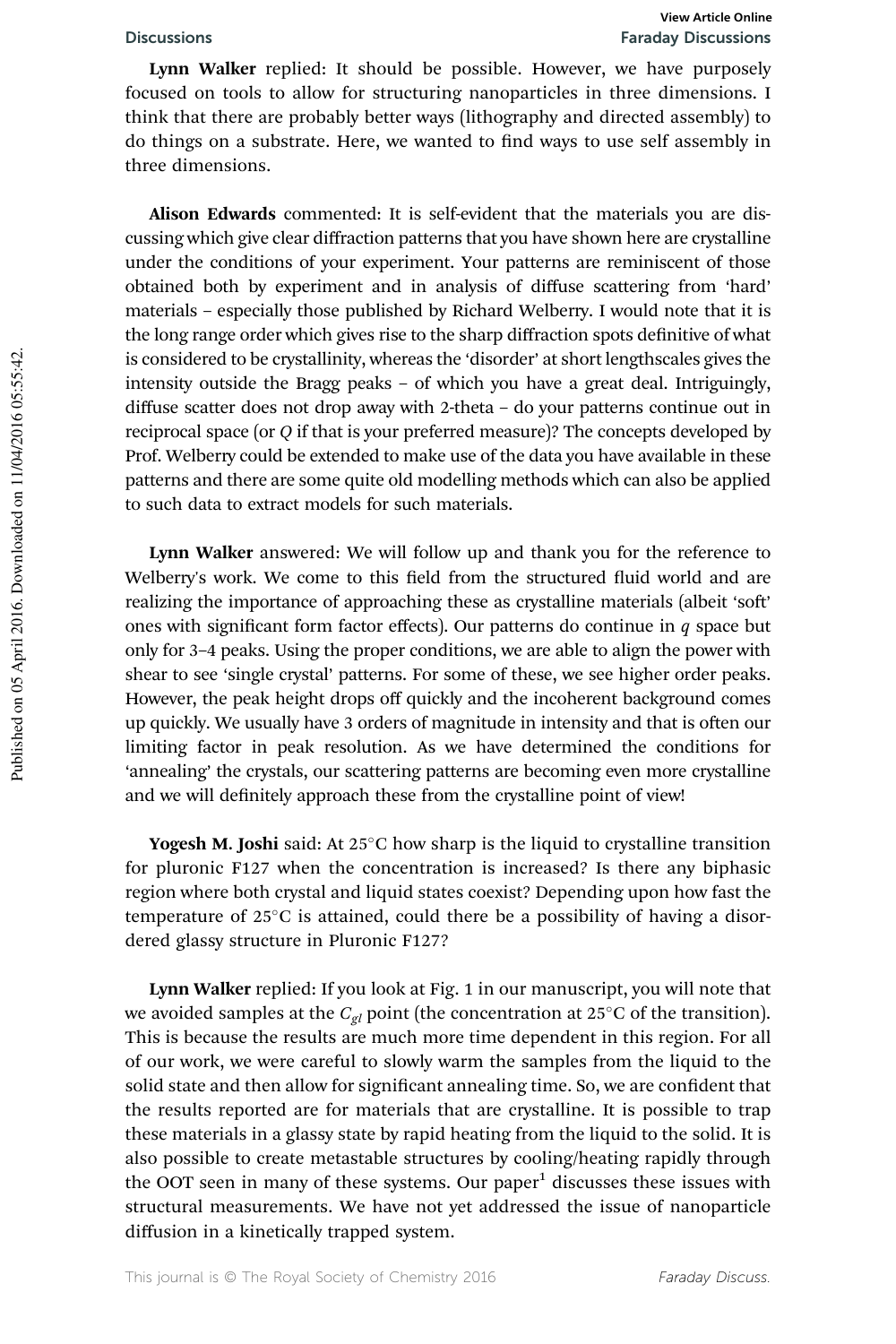**Lynn Walker** replied: It should be possible. However, we have purposely focused on tools to allow for structuring nanoparticles in three dimensions. I think that there are probably better ways (lithography and directed assembly) to do things on a substrate. Here, we wanted to find ways to use self assembly in three dimensions.

**Alison Edwards** commented: It is self-evident that the materials you are discussing which give clear diffraction patterns that you have shown here are crystalline under the conditions of your experiment. Your patterns are reminiscent of those obtained both by experiment and in analysis of diffuse scattering from 'hard' materials – especially those published by Richard Welberry. I would note that it is the long range order which gives rise to the sharp diffraction spots definitive of what is considered to be crystallinity, whereas the 'disorder' at short lengthscales gives the intensity outside the Bragg peaks – of which you have a great deal. Intriguingly, diffuse scatter does not drop away with 2-theta – do your patterns continue out in reciprocal space (or $Q$ if that is your preferred measure)? The concepts developed by Prof. Welberry could be extended to make use of the data you have available in these patterns and there are some quite old modelling methods which can also be applied to such data to extract models for such materials.

**Lynn Walker** answered: We will follow up and thank you for the reference to Welberry's work. We come to this field from the structured fluid world and are realizing the importance of approaching these as crystalline materials (albeit 'soft' ones with significant form factor effects). Our patterns do continue in $q$ space but only for 3–4 peaks. Using the proper conditions, we are able to align the power with shear to see 'single crystal' patterns. For some of these, we see higher order peaks. However, the peak height drops off quickly and the incoherent background comes up quickly. We usually have 3 orders of magnitude in intensity and that is often our limiting factor in peak resolution. As we have determined the conditions for 'annealing' the crystals, our scattering patterns are becoming even more crystalline and we will definitely approach these from the crystalline point of view!

**Yogesh M. Joshi** said: At 25°C how sharp is the liquid to crystalline transition for pluronic F127 when the concentration is increased? Is there any biphasic region where both crystal and liquid states coexist? Depending upon how fast the temperature of 25°C is attained, could there be a possibility of having a disordered glassy structure in Pluronic F127?

**Lynn Walker** replied: If you look at Fig. 1 in our manuscript, you will note that we avoided samples at the $C_{gl}$ point (the concentration at 25°C of the transition). This is because the results are much more time dependent in this region. For all of our work, we were careful to slowly warm the samples from the liquid to the solid state and then allow for significant annealing time. So, we are confident that the results reported are for materials that are crystalline. It is possible to trap these materials in a glassy state by rapid heating from the liquid to the solid. It is also possible to create metastable structures by cooling/heating rapidly through the OOT seen in many of these systems. Our paper[1] discusses these issues with structural measurements. We have not yet addressed the issue of nanoparticle diffusion in a kinetically trapped system.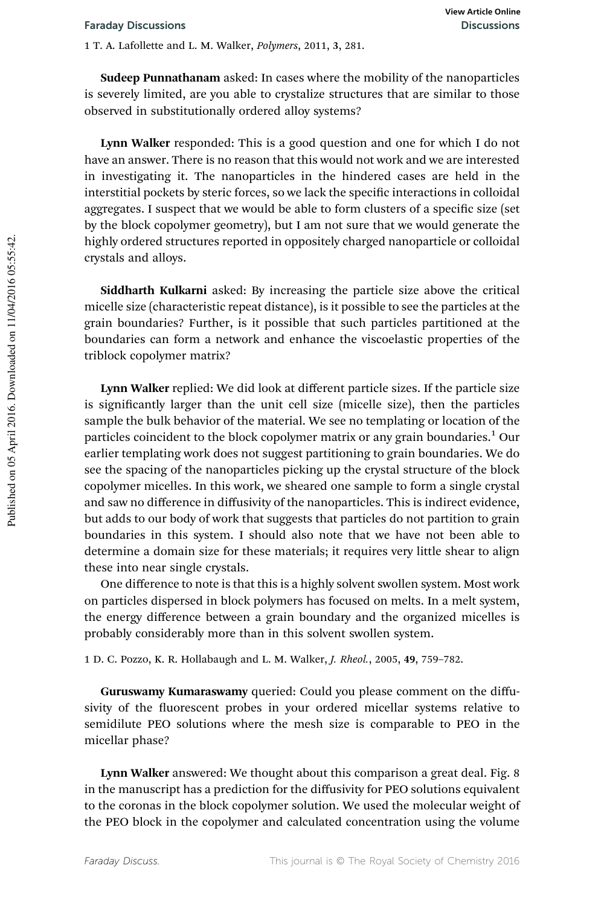1 T. A. Lafollette and L. M. Walker, *Polymers*, 2011, **3**, 281.

**Sudeep Punnathanam** asked: In cases where the mobility of the nanoparticles is severely limited, are you able to crystalize structures that are similar to those observed in substitutionally ordered alloy systems?

**Lynn Walker** responded: This is a good question and one for which I do not have an answer. There is no reason that this would not work and we are interested in investigating it. The nanoparticles in the hindered cases are held in the interstitial pockets by steric forces, so we lack the specific interactions in colloidal aggregates. I suspect that we would be able to form clusters of a specific size (set by the block copolymer geometry), but I am not sure that we would generate the highly ordered structures reported in oppositely charged nanoparticle or colloidal crystals and alloys.

**Siddharth Kulkarni** asked: By increasing the particle size above the critical micelle size (characteristic repeat distance), is it possible to see the particles at the grain boundaries? Further, is it possible that such particles partitioned at the boundaries can form a network and enhance the viscoelastic properties of the triblock copolymer matrix?

**Lynn Walker** replied: We did look at different particle sizes. If the particle size is significantly larger than the unit cell size (micelle size), then the particles sample the bulk behavior of the material. We see no templating or location of the particles coincident to the block copolymer matrix or any grain boundaries.[1] Our earlier templating work does not suggest partitioning to grain boundaries. We do see the spacing of the nanoparticles picking up the crystal structure of the block copolymer micelles. In this work, we sheared one sample to form a single crystal and saw no difference in diffusivity of the nanoparticles. This is indirect evidence, but adds to our body of work that suggests that particles do not partition to grain boundaries in this system. I should also note that we have not been able to determine a domain size for these materials; it requires very little shear to align these into near single crystals.

One difference to note is that this is a highly solvent swollen system. Most work on particles dispersed in block polymers has focused on melts. In a melt system, the energy difference between a grain boundary and the organized micelles is probably considerably more than in this solvent swollen system.

1 D. C. Pozzo, K. R. Hollabaugh and L. M. Walker, *J. Rheol.*, 2005, **49**, 759–782.

**Guruswamy Kumaraswamy** queried: Could you please comment on the diffusivity of the fluorescent probes in your ordered micellar systems relative to semidilute PEO solutions where the mesh size is comparable to PEO in the micellar phase?

**Lynn Walker** answered: We thought about this comparison a great deal. Fig. 8 in the manuscript has a prediction for the diffusivity for PEO solutions equivalent to the coronas in the block copolymer solution. We used the molecular weight of the PEO block in the copolymer and calculated concentration using the volume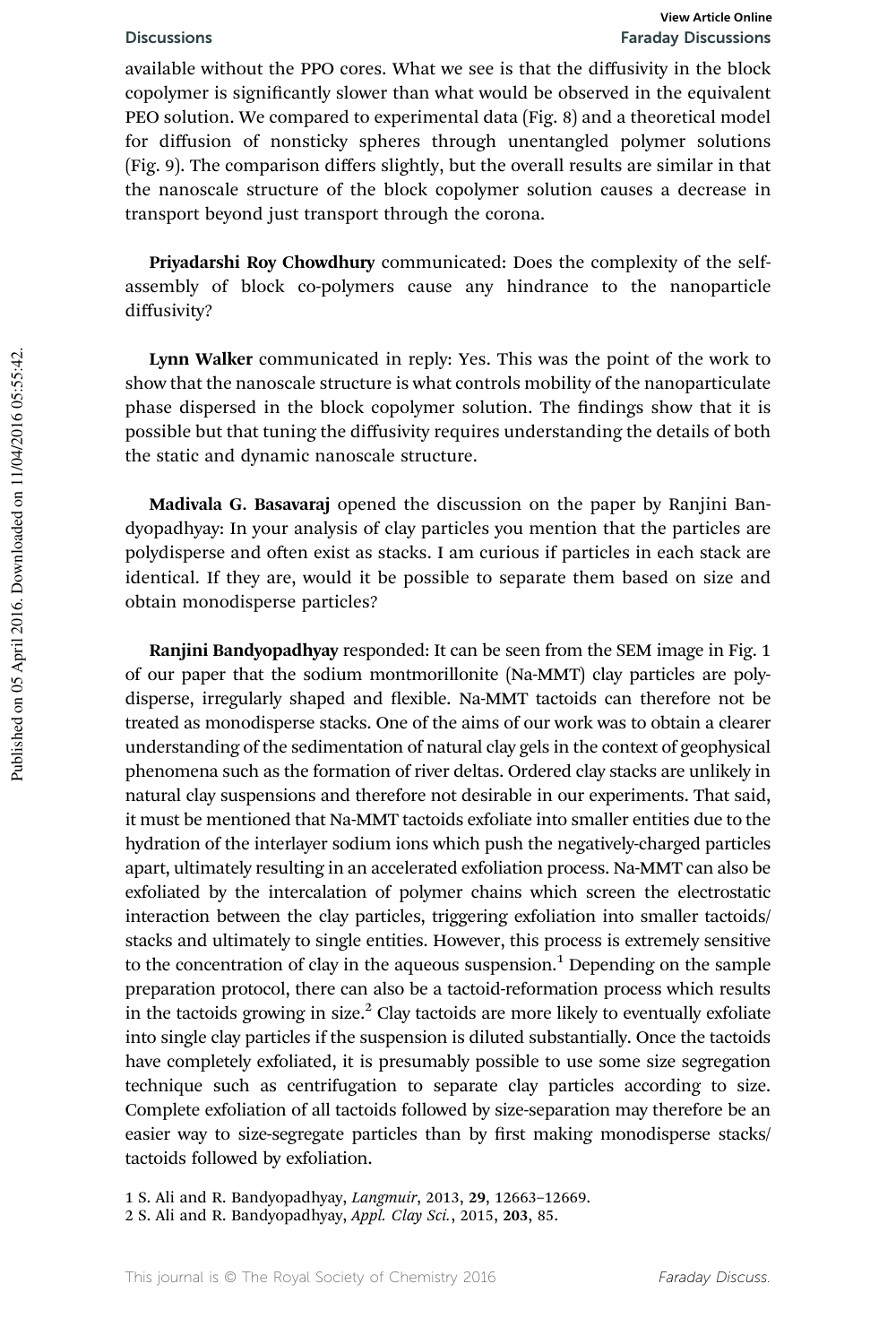available without the PPO cores. What we see is that the diffusivity in the block copolymer is significantly slower than what would be observed in the equivalent PEO solution. We compared to experimental data (Fig. 8) and a theoretical model for diffusion of nonsticky spheres through unentangled polymer solutions (Fig. 9). The comparison differs slightly, but the overall results are similar in that the nanoscale structure of the block copolymer solution causes a decrease in transport beyond just transport through the corona.

**Priyadarshi Roy Chowdhury** communicated: Does the complexity of the self-assembly of block co-polymers cause any hindrance to the nanoparticle diffusivity?

**Lynn Walker** communicated in reply: Yes. This was the point of the work to show that the nanoscale structure is what controls mobility of the nanoparticulate phase dispersed in the block copolymer solution. The findings show that it is possible but that tuning the diffusivity requires understanding the details of both the static and dynamic nanoscale structure.

**Madivala G. Basavaraj** opened the discussion on the paper by Ranjini Bandyopadhyay: In your analysis of clay particles you mention that the particles are polydisperse and often exist as stacks. I am curious if particles in each stack are identical. If they are, would it be possible to separate them based on size and obtain monodisperse particles?

**Ranjini Bandyopadhyay** responded: It can be seen from the SEM image in Fig. 1 of our paper that the sodium montmorillonite (Na-MMT) clay particles are polydisperse, irregularly shaped and flexible. Na-MMT tactoids can therefore not be treated as monodisperse stacks. One of the aims of our work was to obtain a clearer understanding of the sedimentation of natural clay gels in the context of geophysical phenomena such as the formation of river deltas. Ordered clay stacks are unlikely in natural clay suspensions and therefore not desirable in our experiments. That said, it must be mentioned that Na-MMT tactoids exfoliate into smaller entities due to the hydration of the interlayer sodium ions which push the negatively-charged particles apart, ultimately resulting in an accelerated exfoliation process. Na-MMT can also be exfoliated by the intercalation of polymer chains which screen the electrostatic interaction between the clay particles, triggering exfoliation into smaller tactoids/stacks and ultimately to single entities. However, this process is extremely sensitive to the concentration of clay in the aqueous suspension.[1] Depending on the sample preparation protocol, there can also be a tactoid-reformation process which results in the tactoids growing in size.[2] Clay tactoids are more likely to eventually exfoliate into single clay particles if the suspension is diluted substantially. Once the tactoids have completely exfoliated, it is presumably possible to use some size segregation technique such as centrifugation to separate clay particles according to size. Complete exfoliation of all tactoids followed by size-separation may therefore be an easier way to size-segregate particles than by first making monodisperse stacks/tactoids followed by exfoliation.

1 S. Ali and R. Bandyopadhyay, *Langmuir*, 2013, **29**, 12663–12669.

2 S. Ali and R. Bandyopadhyay, *Appl. Clay Sci.*, 2015, **203**, 85.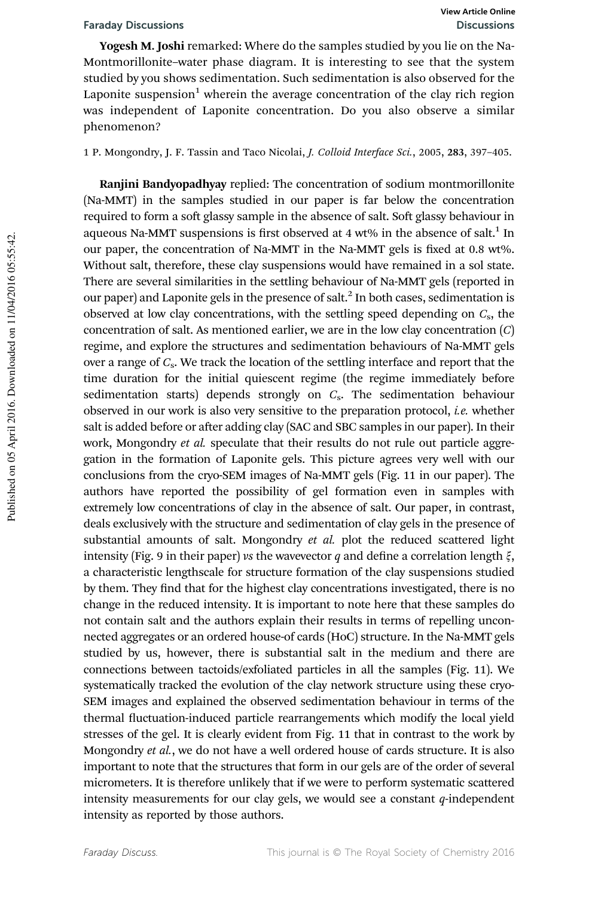**Yogesh M. Joshi** remarked: Where do the samples studied by you lie on the Na-Montmorillonite–water phase diagram. It is interesting to see that the system studied by you shows sedimentation. Such sedimentation is also observed for the Laponite suspension[1] wherein the average concentration of the clay rich region was independent of Laponite concentration. Do you also observe a similar phenomenon?

1 P. Mongondry, J. F. Tassin and Taco Nicolai, *J. Colloid Interface Sci.*, 2005, **283**, 397–405.

**Ranjini Bandyopadhyay** replied: The concentration of sodium montmorillonite (Na-MMT) in the samples studied in our paper is far below the concentration required to form a soft glassy sample in the absence of salt. Soft glassy behaviour in aqueous Na-MMT suspensions is first observed at 4 wt% in the absence of salt.[1] In our paper, the concentration of Na-MMT in the Na-MMT gels is fixed at 0.8 wt%. Without salt, therefore, these clay suspensions would have remained in a sol state. There are several similarities in the settling behaviour of Na-MMT gels (reported in our paper) and Laponite gels in the presence of salt.[2] In both cases, sedimentation is observed at low clay concentrations, with the settling speed depending on $C_s$, the concentration of salt. As mentioned earlier, we are in the low clay concentration ($C$) regime, and explore the structures and sedimentation behaviours of Na-MMT gels over a range of $C_s$. We track the location of the settling interface and report that the time duration for the initial quiescent regime (the regime immediately before sedimentation starts) depends strongly on $C_s$. The sedimentation behaviour observed in our work is also very sensitive to the preparation protocol, *i.e.* whether salt is added before or after adding clay (SAC and SBC samples in our paper). In their work, Mongondry *et al.* speculate that their results do not rule out particle aggregation in the formation of Laponite gels. This picture agrees very well with our conclusions from the cryo-SEM images of Na-MMT gels (Fig. 11 in our paper). The authors have reported the possibility of gel formation even in samples with extremely low concentrations of clay in the absence of salt. Our paper, in contrast, deals exclusively with the structure and sedimentation of clay gels in the presence of substantial amounts of salt. Mongondry *et al.* plot the reduced scattered light intensity (Fig. 9 in their paper) *vs* the wavevector $q$ and define a correlation length $\xi$, a characteristic lengthscale for structure formation of the clay suspensions studied by them. They find that for the highest clay concentrations investigated, there is no change in the reduced intensity. It is important to note here that these samples do not contain salt and the authors explain their results in terms of repelling unconnected aggregates or an ordered house-of cards (HoC) structure. In the Na-MMT gels studied by us, however, there is substantial salt in the medium and there are connections between tactoids/exfoliated particles in all the samples (Fig. 11). We systematically tracked the evolution of the clay network structure using these cryo-SEM images and explained the observed sedimentation behaviour in terms of the thermal fluctuation-induced particle rearrangements which modify the local yield stresses of the gel. It is clearly evident from Fig. 11 that in contrast to the work by Mongondry *et al.*, we do not have a well ordered house of cards structure. It is also important to note that the structures that form in our gels are of the order of several micrometers. It is therefore unlikely that if we were to perform systematic scattered intensity measurements for our clay gels, we would see a constant $q$-independent intensity as reported by those authors.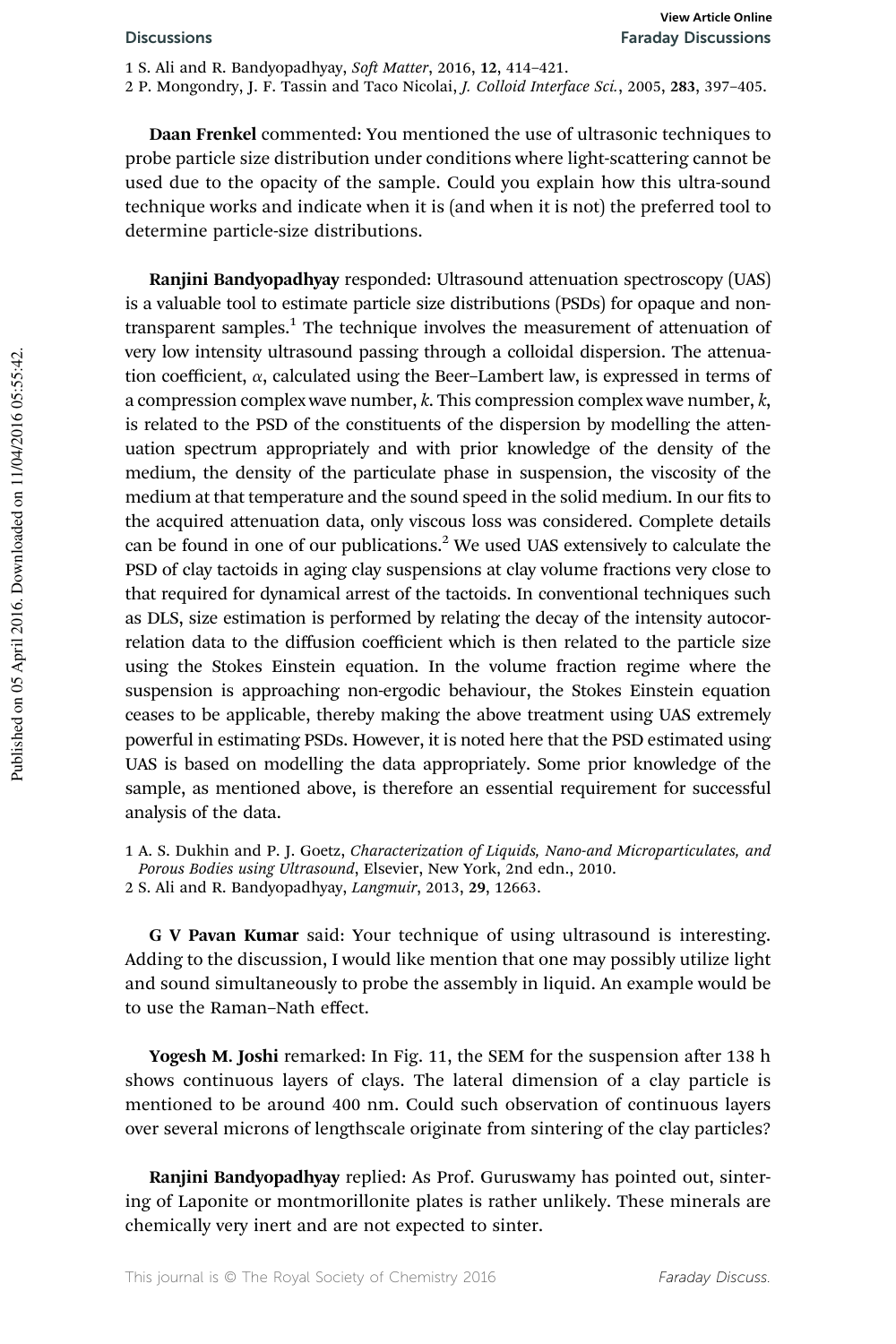1 S. Ali and R. Bandyopadhyay, *Soft Matter*, 2016, **12**, 414–421.
2 P. Mongondry, J. F. Tassin and Taco Nicolai, *J. Colloid Interface Sci.*, 2005, **283**, 397–405.

**Daan Frenkel** commented: You mentioned the use of ultrasonic techniques to probe particle size distribution under conditions where light-scattering cannot be used due to the opacity of the sample. Could you explain how this ultra-sound technique works and indicate when it is (and when it is not) the preferred tool to determine particle-size distributions.

**Ranjini Bandyopadhyay** responded: Ultrasound attenuation spectroscopy (UAS) is a valuable tool to estimate particle size distributions (PSDs) for opaque and non-transparent samples.[1] The technique involves the measurement of attenuation of very low intensity ultrasound passing through a colloidal dispersion. The attenuation coefficient, $\alpha$, calculated using the Beer–Lambert law, is expressed in terms of a compression complex wave number, $k$. This compression complex wave number, $k$, is related to the PSD of the constituents of the dispersion by modelling the attenuation spectrum appropriately and with prior knowledge of the density of the medium, the density of the particulate phase in suspension, the viscosity of the medium at that temperature and the sound speed in the solid medium. In our fits to the acquired attenuation data, only viscous loss was considered. Complete details can be found in one of our publications.[2] We used UAS extensively to calculate the PSD of clay tactoids in aging clay suspensions at clay volume fractions very close to that required for dynamical arrest of the tactoids. In conventional techniques such as DLS, size estimation is performed by relating the decay of the intensity autocorrelation data to the diffusion coefficient which is then related to the particle size using the Stokes Einstein equation. In the volume fraction regime where the suspension is approaching non-ergodic behaviour, the Stokes Einstein equation ceases to be applicable, thereby making the above treatment using UAS extremely powerful in estimating PSDs. However, it is noted here that the PSD estimated using UAS is based on modelling the data appropriately. Some prior knowledge of the sample, as mentioned above, is therefore an essential requirement for successful analysis of the data.

1 A. S. Dukhin and P. J. Goetz, *Characterization of Liquids, Nano-and Microparticulates, and Porous Bodies using Ultrasound*, Elsevier, New York, 2nd edn., 2010.
2 S. Ali and R. Bandyopadhyay, *Langmuir*, 2013, **29**, 12663.

**G V Pavan Kumar** said: Your technique of using ultrasound is interesting. Adding to the discussion, I would like mention that one may possibly utilize light and sound simultaneously to probe the assembly in liquid. An example would be to use the Raman–Nath effect.

**Yogesh M. Joshi** remarked: In Fig. 11, the SEM for the suspension after 138 h shows continuous layers of clays. The lateral dimension of a clay particle is mentioned to be around 400 nm. Could such observation of continuous layers over several microns of lengthscale originate from sintering of the clay particles?

**Ranjini Bandyopadhyay** replied: As Prof. Guruswamy has pointed out, sintering of Laponite or montmorillonite plates is rather unlikely. These minerals are chemically very inert and are not expected to sinter.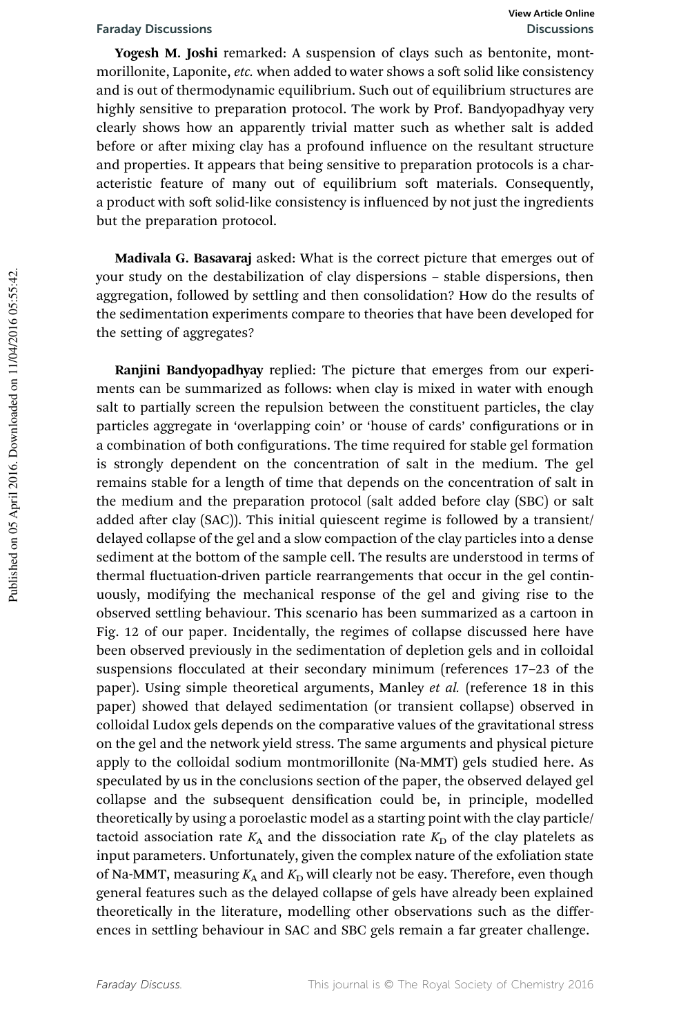**Yogesh M. Joshi** remarked: A suspension of clays such as bentonite, montmorillonite, Laponite, *etc.* when added to water shows a soft solid like consistency and is out of thermodynamic equilibrium. Such out of equilibrium structures are highly sensitive to preparation protocol. The work by Prof. Bandyopadhyay very clearly shows how an apparently trivial matter such as whether salt is added before or after mixing clay has a profound influence on the resultant structure and properties. It appears that being sensitive to preparation protocols is a characteristic feature of many out of equilibrium soft materials. Consequently, a product with soft solid-like consistency is influenced by not just the ingredients but the preparation protocol.

**Madivala G. Basavaraj** asked: What is the correct picture that emerges out of your study on the destabilization of clay dispersions – stable dispersions, then aggregation, followed by settling and then consolidation? How do the results of the sedimentation experiments compare to theories that have been developed for the setting of aggregates?

**Ranjini Bandyopadhyay** replied: The picture that emerges from our experiments can be summarized as follows: when clay is mixed in water with enough salt to partially screen the repulsion between the constituent particles, the clay particles aggregate in 'overlapping coin' or 'house of cards' configurations or in a combination of both configurations. The time required for stable gel formation is strongly dependent on the concentration of salt in the medium. The gel remains stable for a length of time that depends on the concentration of salt in the medium and the preparation protocol (salt added before clay (SBC) or salt added after clay (SAC)). This initial quiescent regime is followed by a transient/delayed collapse of the gel and a slow compaction of the clay particles into a dense sediment at the bottom of the sample cell. The results are understood in terms of thermal fluctuation-driven particle rearrangements that occur in the gel continuously, modifying the mechanical response of the gel and giving rise to the observed settling behaviour. This scenario has been summarized as a cartoon in Fig. 12 of our paper. Incidentally, the regimes of collapse discussed here have been observed previously in the sedimentation of depletion gels and in colloidal suspensions flocculated at their secondary minimum (references 17–23 of the paper). Using simple theoretical arguments, Manley *et al.* (reference 18 in this paper) showed that delayed sedimentation (or transient collapse) observed in colloidal Ludox gels depends on the comparative values of the gravitational stress on the gel and the network yield stress. The same arguments and physical picture apply to the colloidal sodium montmorillonite (Na-MMT) gels studied here. As speculated by us in the conclusions section of the paper, the observed delayed gel collapse and the subsequent densification could be, in principle, modelled theoretically by using a poroelastic model as a starting point with the clay particle/tactoid association rate $K_A$ and the dissociation rate $K_D$ of the clay platelets as input parameters. Unfortunately, given the complex nature of the exfoliation state of Na-MMT, measuring $K_A$ and $K_D$ will clearly not be easy. Therefore, even though general features such as the delayed collapse of gels have already been explained theoretically in the literature, modelling other observations such as the differences in settling behaviour in SAC and SBC gels remain a far greater challenge.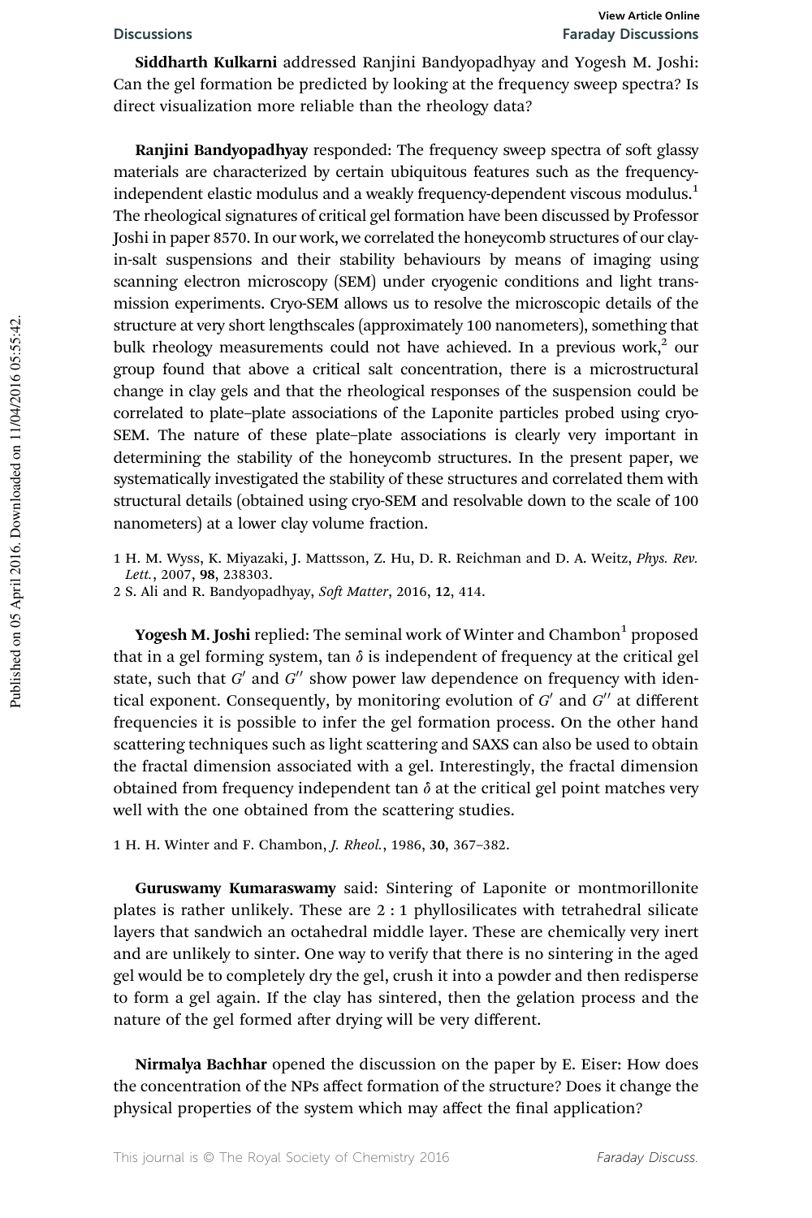**Siddharth Kulkarni** addressed Ranjini Bandyopadhyay and Yogesh M. Joshi: Can the gel formation be predicted by looking at the frequency sweep spectra? Is direct visualization more reliable than the rheology data?

**Ranjini Bandyopadhyay** responded: The frequency sweep spectra of soft glassy materials are characterized by certain ubiquitous features such as the frequency-independent elastic modulus and a weakly frequency-dependent viscous modulus.[1] The rheological signatures of critical gel formation have been discussed by Professor Joshi in paper 8570. In our work, we correlated the honeycomb structures of our clay-in-salt suspensions and their stability behaviours by means of imaging using scanning electron microscopy (SEM) under cryogenic conditions and light transmission experiments. Cryo-SEM allows us to resolve the microscopic details of the structure at very short lengthscales (approximately 100 nanometers), something that bulk rheology measurements could not have achieved. In a previous work,[2] our group found that above a critical salt concentration, there is a microstructural change in clay gels and that the rheological responses of the suspension could be correlated to plate–plate associations of the Laponite particles probed using cryo-SEM. The nature of these plate–plate associations is clearly very important in determining the stability of the honeycomb structures. In the present paper, we systematically investigated the stability of these structures and correlated them with structural details (obtained using cryo-SEM and resolvable down to the scale of 100 nanometers) at a lower clay volume fraction.

1 H. M. Wyss, K. Miyazaki, J. Mattsson, Z. Hu, D. R. Reichman and D. A. Weitz, *Phys. Rev. Lett.*, 2007, **98**, 238303.
2 S. Ali and R. Bandyopadhyay, *Soft Matter*, 2016, **12**, 414.

**Yogesh M. Joshi** replied: The seminal work of Winter and Chambon[1] proposed that in a gel forming system, tan $\delta$ is independent of frequency at the critical gel state, such that $G'$ and $G''$ show power law dependence on frequency with identical exponent. Consequently, by monitoring evolution of $G'$ and $G''$ at different frequencies it is possible to infer the gel formation process. On the other hand scattering techniques such as light scattering and SAXS can also be used to obtain the fractal dimension associated with a gel. Interestingly, the fractal dimension obtained from frequency independent tan $\delta$ at the critical gel point matches very well with the one obtained from the scattering studies.

1 H. H. Winter and F. Chambon, *J. Rheol.*, 1986, **30**, 367–382.

**Guruswamy Kumaraswamy** said: Sintering of Laponite or montmorillonite plates is rather unlikely. These are 2 : 1 phyllosilicates with tetrahedral silicate layers that sandwich an octahedral middle layer. These are chemically very inert and are unlikely to sinter. One way to verify that there is no sintering in the aged gel would be to completely dry the gel, crush it into a powder and then redisperse to form a gel again. If the clay has sintered, then the gelation process and the nature of the gel formed after drying will be very different.

**Nirmalya Bachhar** opened the discussion on the paper by E. Eiser: How does the concentration of the NPs affect formation of the structure? Does it change the physical properties of the system which may affect the final application?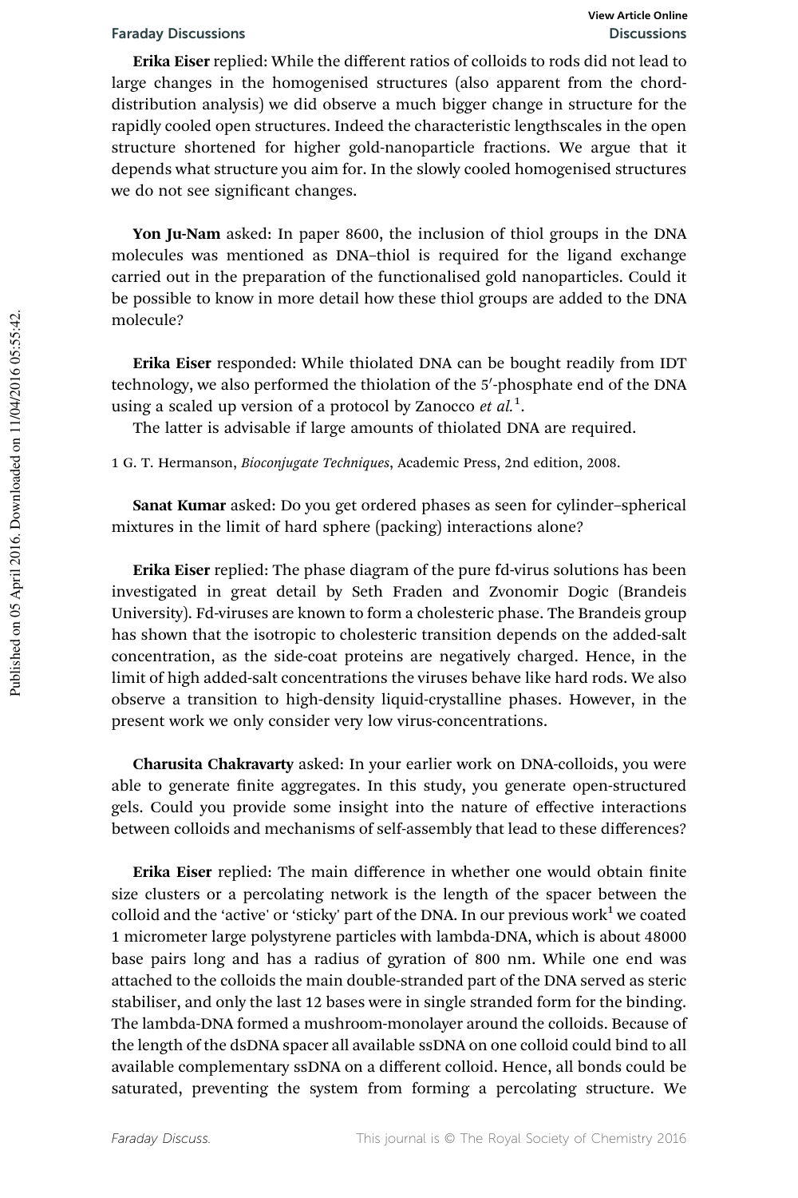**Erika Eiser** replied: While the different ratios of colloids to rods did not lead to large changes in the homogenised structures (also apparent from the chord-distribution analysis) we did observe a much bigger change in structure for the rapidly cooled open structures. Indeed the characteristic lengthscales in the open structure shortened for higher gold-nanoparticle fractions. We argue that it depends what structure you aim for. In the slowly cooled homogenised structures we do not see significant changes.

**Yon Ju-Nam** asked: In paper 8600, the inclusion of thiol groups in the DNA molecules was mentioned as DNA–thiol is required for the ligand exchange carried out in the preparation of the functionalised gold nanoparticles. Could it be possible to know in more detail how these thiol groups are added to the DNA molecule?

**Erika Eiser** responded: While thiolated DNA can be bought readily from IDT technology, we also performed the thiolation of the 5′-phosphate end of the DNA using a scaled up version of a protocol by Zanocco *et al.*[1].

The latter is advisable if large amounts of thiolated DNA are required.

1 G. T. Hermanson, *Bioconjugate Techniques*, Academic Press, 2nd edition, 2008.

**Sanat Kumar** asked: Do you get ordered phases as seen for cylinder–spherical mixtures in the limit of hard sphere (packing) interactions alone?

**Erika Eiser** replied: The phase diagram of the pure fd-virus solutions has been investigated in great detail by Seth Fraden and Zvonomir Dogic (Brandeis University). Fd-viruses are known to form a cholesteric phase. The Brandeis group has shown that the isotropic to cholesteric transition depends on the added-salt concentration, as the side-coat proteins are negatively charged. Hence, in the limit of high added-salt concentrations the viruses behave like hard rods. We also observe a transition to high-density liquid-crystalline phases. However, in the present work we only consider very low virus-concentrations.

**Charusita Chakravarty** asked: In your earlier work on DNA-colloids, you were able to generate finite aggregates. In this study, you generate open-structured gels. Could you provide some insight into the nature of effective interactions between colloids and mechanisms of self-assembly that lead to these differences?

**Erika Eiser** replied: The main difference in whether one would obtain finite size clusters or a percolating network is the length of the spacer between the colloid and the 'active' or 'sticky' part of the DNA. In our previous work[1] we coated 1 micrometer large polystyrene particles with lambda-DNA, which is about 48000 base pairs long and has a radius of gyration of 800 nm. While one end was attached to the colloids the main double-stranded part of the DNA served as steric stabiliser, and only the last 12 bases were in single stranded form for the binding. The lambda-DNA formed a mushroom-monolayer around the colloids. Because of the length of the dsDNA spacer all available ssDNA on one colloid could bind to all available complementary ssDNA on a different colloid. Hence, all bonds could be saturated, preventing the system from forming a percolating structure. We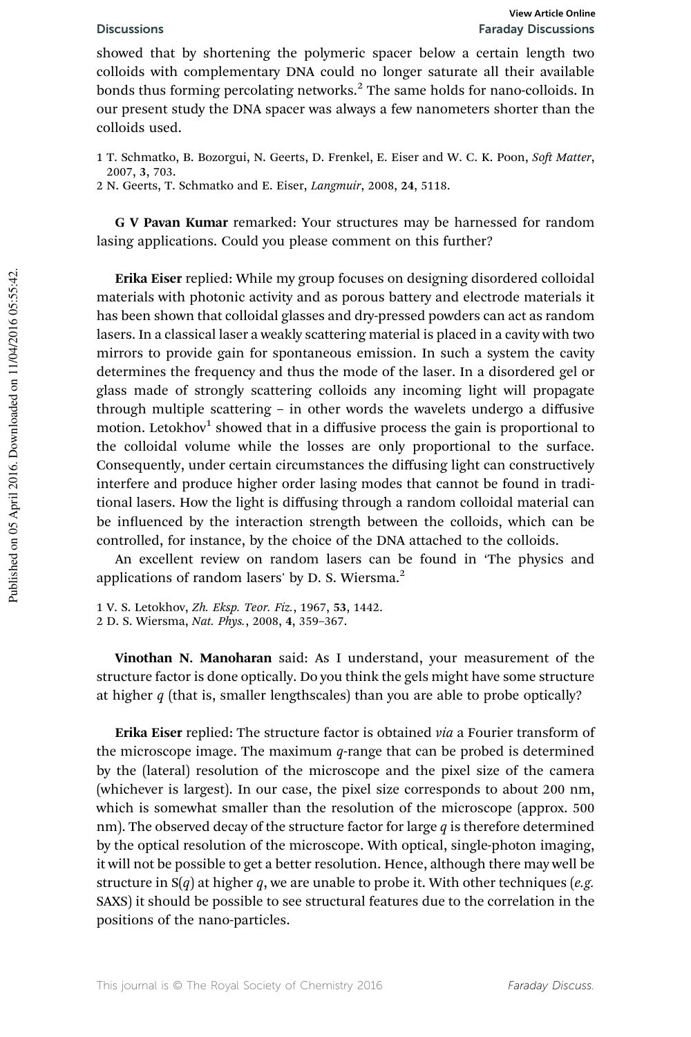showed that by shortening the polymeric spacer below a certain length two colloids with complementary DNA could no longer saturate all their available bonds thus forming percolating networks.[2] The same holds for nano-colloids. In our present study the DNA spacer was always a few nanometers shorter than the colloids used.

1 T. Schmatko, B. Bozorgui, N. Geerts, D. Frenkel, E. Eiser and W. C. K. Poon, *Soft Matter*, 2007, **3**, 703.
2 N. Geerts, T. Schmatko and E. Eiser, *Langmuir*, 2008, **24**, 5118.

**G V Pavan Kumar** remarked: Your structures may be harnessed for random lasing applications. Could you please comment on this further?

**Erika Eiser** replied: While my group focuses on designing disordered colloidal materials with photonic activity and as porous battery and electrode materials it has been shown that colloidal glasses and dry-pressed powders can act as random lasers. In a classical laser a weakly scattering material is placed in a cavity with two mirrors to provide gain for spontaneous emission. In such a system the cavity determines the frequency and thus the mode of the laser. In a disordered gel or glass made of strongly scattering colloids any incoming light will propagate through multiple scattering – in other words the wavelets undergo a diffusive motion. Letokhov[1] showed that in a diffusive process the gain is proportional to the colloidal volume while the losses are only proportional to the surface. Consequently, under certain circumstances the diffusing light can constructively interfere and produce higher order lasing modes that cannot be found in traditional lasers. How the light is diffusing through a random colloidal material can be influenced by the interaction strength between the colloids, which can be controlled, for instance, by the choice of the DNA attached to the colloids.

An excellent review on random lasers can be found in 'The physics and applications of random lasers' by D. S. Wiersma.[2]

1 V. S. Letokhov, *Zh. Eksp. Teor. Fiz.*, 1967, **53**, 1442.
2 D. S. Wiersma, *Nat. Phys.*, 2008, **4**, 359–367.

**Vinothan N. Manoharan** said: As I understand, your measurement of the structure factor is done optically. Do you think the gels might have some structure at higher $q$ (that is, smaller lengthscales) than you are able to probe optically?

**Erika Eiser** replied: The structure factor is obtained *via* a Fourier transform of the microscope image. The maximum $q$-range that can be probed is determined by the (lateral) resolution of the microscope and the pixel size of the camera (whichever is largest). In our case, the pixel size corresponds to about 200 nm, which is somewhat smaller than the resolution of the microscope (approx. 500 nm). The observed decay of the structure factor for large $q$ is therefore determined by the optical resolution of the microscope. With optical, single-photon imaging, it will not be possible to get a better resolution. Hence, although there may well be structure in $S(q)$ at higher $q$, we are unable to probe it. With other techniques (*e.g.* SAXS) it should be possible to see structural features due to the correlation in the positions of the nano-particles.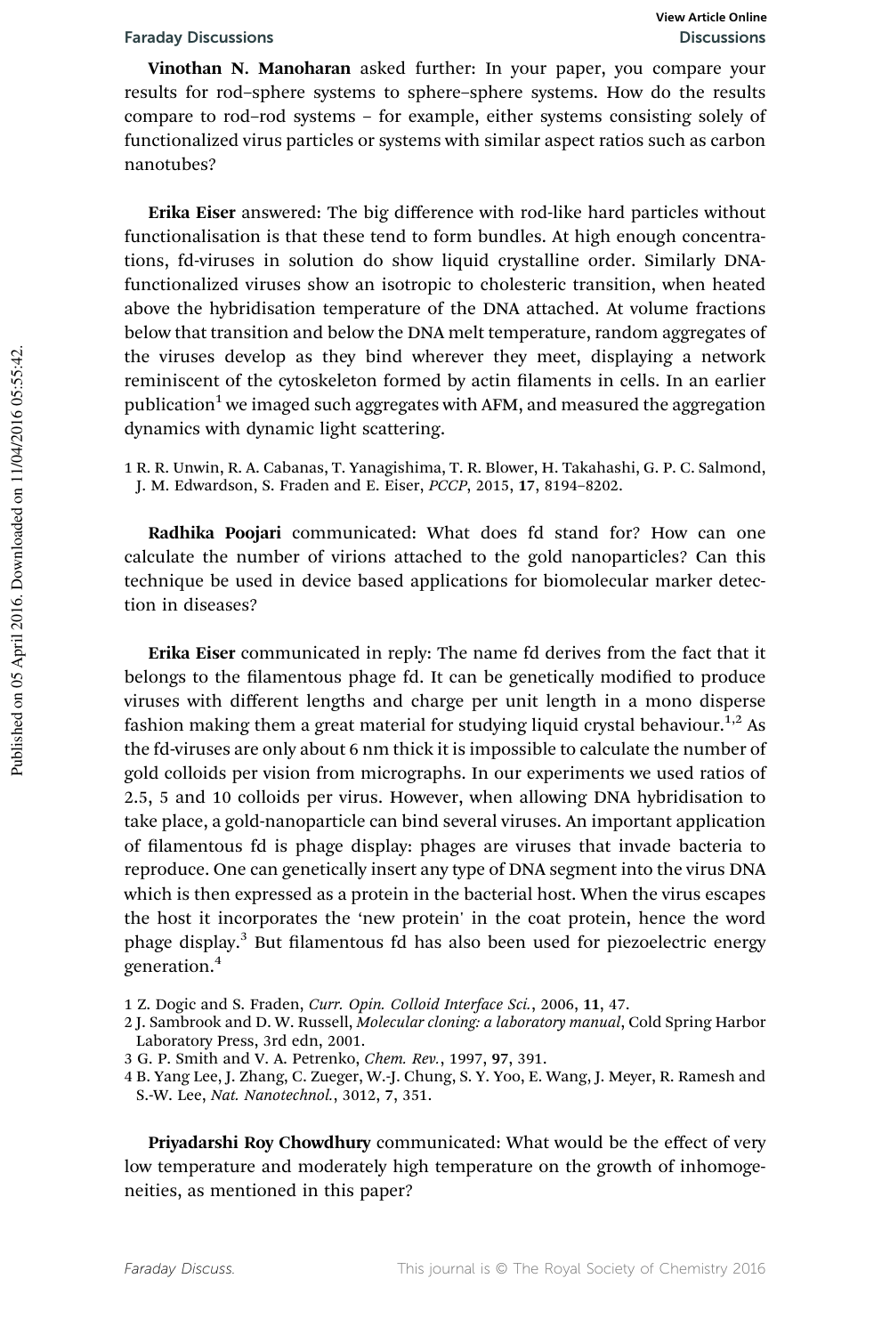**Vinothan N. Manoharan** asked further: In your paper, you compare your results for rod–sphere systems to sphere–sphere systems. How do the results compare to rod–rod systems – for example, either systems consisting solely of functionalized virus particles or systems with similar aspect ratios such as carbon nanotubes?

**Erika Eiser** answered: The big difference with rod-like hard particles without functionalisation is that these tend to form bundles. At high enough concentrations, fd-viruses in solution do show liquid crystalline order. Similarly DNA-functionalized viruses show an isotropic to cholesteric transition, when heated above the hybridisation temperature of the DNA attached. At volume fractions below that transition and below the DNA melt temperature, random aggregates of the viruses develop as they bind wherever they meet, displaying a network reminiscent of the cytoskeleton formed by actin filaments in cells. In an earlier publication[1] we imaged such aggregates with AFM, and measured the aggregation dynamics with dynamic light scattering.

1 R. R. Unwin, R. A. Cabanas, T. Yanagishima, T. R. Blower, H. Takahashi, G. P. C. Salmond, J. M. Edwardson, S. Fraden and E. Eiser, *PCCP*, 2015, **17**, 8194–8202.

**Radhika Poojari** communicated: What does fd stand for? How can one calculate the number of virions attached to the gold nanoparticles? Can this technique be used in device based applications for biomolecular marker detection in diseases?

**Erika Eiser** communicated in reply: The name fd derives from the fact that it belongs to the filamentous phage fd. It can be genetically modified to produce viruses with different lengths and charge per unit length in a mono disperse fashion making them a great material for studying liquid crystal behaviour.[1,2] As the fd-viruses are only about 6 nm thick it is impossible to calculate the number of gold colloids per vision from micrographs. In our experiments we used ratios of 2.5, 5 and 10 colloids per virus. However, when allowing DNA hybridisation to take place, a gold-nanoparticle can bind several viruses. An important application of filamentous fd is phage display: phages are viruses that invade bacteria to reproduce. One can genetically insert any type of DNA segment into the virus DNA which is then expressed as a protein in the bacterial host. When the virus escapes the host it incorporates the 'new protein' in the coat protein, hence the word phage display.[3] But filamentous fd has also been used for piezoelectric energy generation.[4]

1 Z. Dogic and S. Fraden, *Curr. Opin. Colloid Interface Sci.*, 2006, **11**, 47.
2 J. Sambrook and D. W. Russell, *Molecular cloning: a laboratory manual*, Cold Spring Harbor Laboratory Press, 3rd edn, 2001.
3 G. P. Smith and V. A. Petrenko, *Chem. Rev.*, 1997, **97**, 391.
4 B. Yang Lee, J. Zhang, C. Zueger, W.-J. Chung, S. Y. Yoo, E. Wang, J. Meyer, R. Ramesh and S.-W. Lee, *Nat. Nanotechnol.*, 3012, **7**, 351.

**Priyadarshi Roy Chowdhury** communicated: What would be the effect of very low temperature and moderately high temperature on the growth of inhomogeneities, as mentioned in this paper?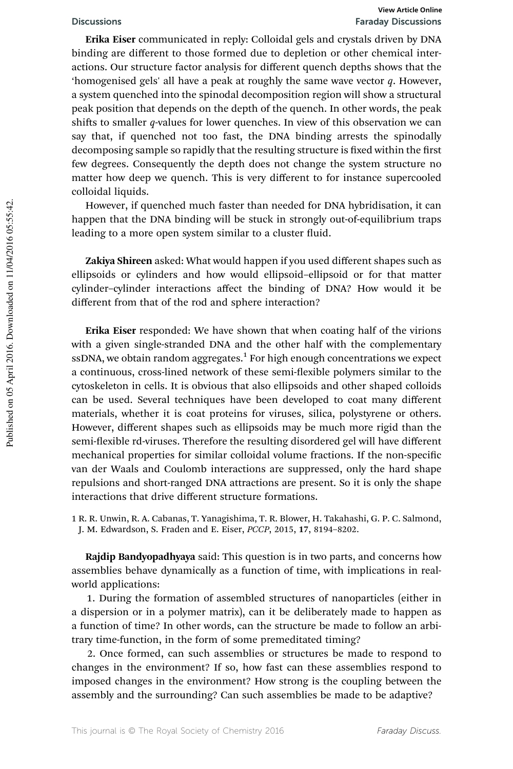**Erika Eiser** communicated in reply: Colloidal gels and crystals driven by DNA binding are different to those formed due to depletion or other chemical interactions. Our structure factor analysis for different quench depths shows that the 'homogenised gels' all have a peak at roughly the same wave vector $q$. However, a system quenched into the spinodal decomposition region will show a structural peak position that depends on the depth of the quench. In other words, the peak shifts to smaller $q$-values for lower quenches. In view of this observation we can say that, if quenched not too fast, the DNA binding arrests the spinodally decomposing sample so rapidly that the resulting structure is fixed within the first few degrees. Consequently the depth does not change the system structure no matter how deep we quench. This is very different to for instance supercooled colloidal liquids.

However, if quenched much faster than needed for DNA hybridisation, it can happen that the DNA binding will be stuck in strongly out-of-equilibrium traps leading to a more open system similar to a cluster fluid.

**Zakiya Shireen** asked: What would happen if you used different shapes such as ellipsoids or cylinders and how would ellipsoid–ellipsoid or for that matter cylinder–cylinder interactions affect the binding of DNA? How would it be different from that of the rod and sphere interaction?

**Erika Eiser** responded: We have shown that when coating half of the virions with a given single-stranded DNA and the other half with the complementary ssDNA, we obtain random aggregates.[1] For high enough concentrations we expect a continuous, cross-lined network of these semi-flexible polymers similar to the cytoskeleton in cells. It is obvious that also ellipsoids and other shaped colloids can be used. Several techniques have been developed to coat many different materials, whether it is coat proteins for viruses, silica, polystyrene or others. However, different shapes such as ellipsoids may be much more rigid than the semi-flexible rd-viruses. Therefore the resulting disordered gel will have different mechanical properties for similar colloidal volume fractions. If the non-specific van der Waals and Coulomb interactions are suppressed, only the hard shape repulsions and short-ranged DNA attractions are present. So it is only the shape interactions that drive different structure formations.

1 R. R. Unwin, R. A. Cabanas, T. Yanagishima, T. R. Blower, H. Takahashi, G. P. C. Salmond, J. M. Edwardson, S. Fraden and E. Eiser, *PCCP*, 2015, **17**, 8194–8202.

**Rajdip Bandyopadhyaya** said: This question is in two parts, and concerns how assemblies behave dynamically as a function of time, with implications in real-world applications:

1. During the formation of assembled structures of nanoparticles (either in a dispersion or in a polymer matrix), can it be deliberately made to happen as a function of time? In other words, can the structure be made to follow an arbitrary time-function, in the form of some premeditated timing?

2. Once formed, can such assemblies or structures be made to respond to changes in the environment? If so, how fast can these assemblies respond to imposed changes in the environment? How strong is the coupling between the assembly and the surrounding? Can such assemblies be made to be adaptive?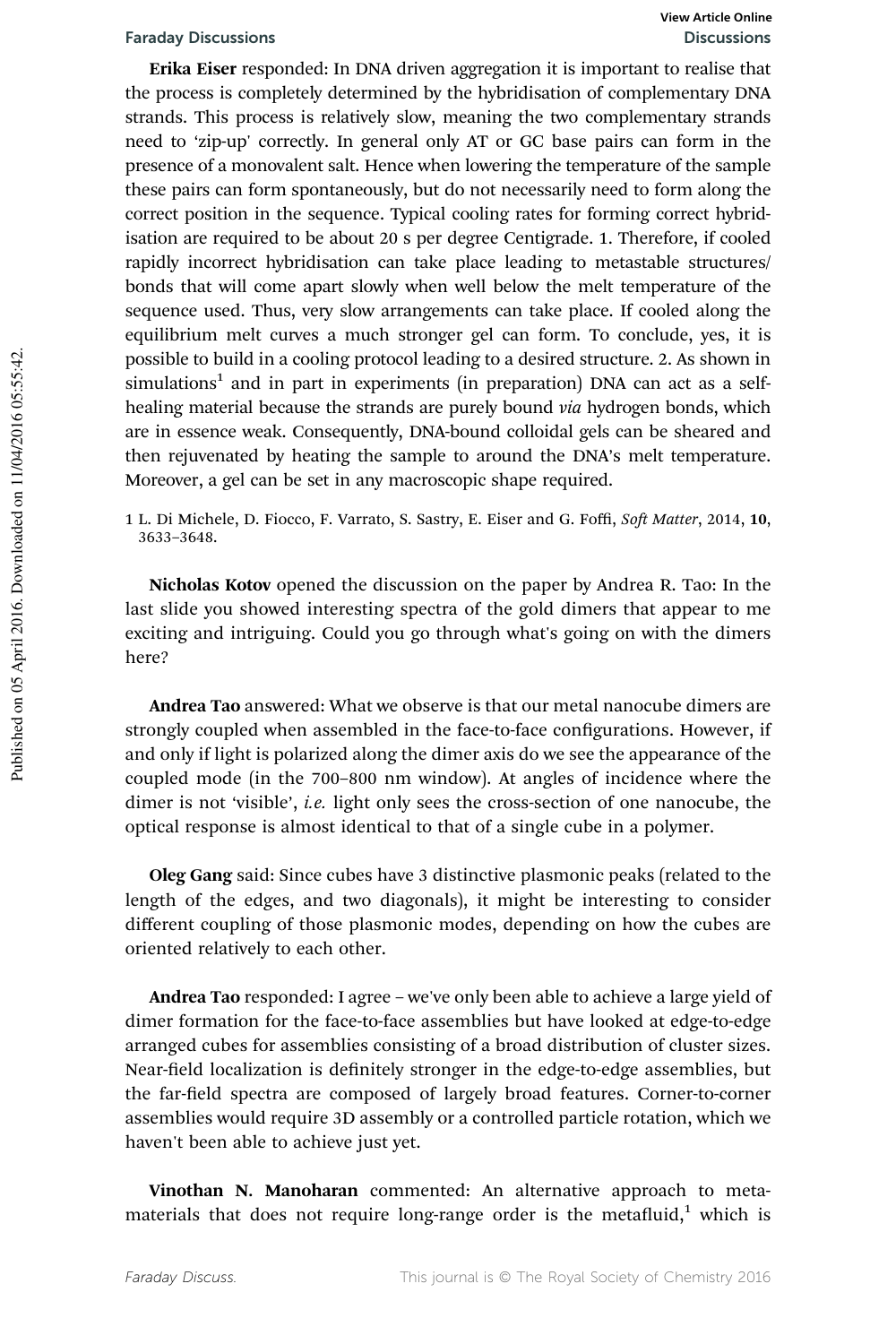**Erika Eiser** responded: In DNA driven aggregation it is important to realise that the process is completely determined by the hybridisation of complementary DNA strands. This process is relatively slow, meaning the two complementary strands need to 'zip-up' correctly. In general only AT or GC base pairs can form in the presence of a monovalent salt. Hence when lowering the temperature of the sample these pairs can form spontaneously, but do not necessarily need to form along the correct position in the sequence. Typical cooling rates for forming correct hybridisation are required to be about 20 s per degree Centigrade. 1. Therefore, if cooled rapidly incorrect hybridisation can take place leading to metastable structures/bonds that will come apart slowly when well below the melt temperature of the sequence used. Thus, very slow arrangements can take place. If cooled along the equilibrium melt curves a much stronger gel can form. To conclude, yes, it is possible to build in a cooling protocol leading to a desired structure. 2. As shown in simulations[1] and in part in experiments (in preparation) DNA can act as a self-healing material because the strands are purely bound *via* hydrogen bonds, which are in essence weak. Consequently, DNA-bound colloidal gels can be sheared and then rejuvenated by heating the sample to around the DNA's melt temperature. Moreover, a gel can be set in any macroscopic shape required.

1 L. Di Michele, D. Fiocco, F. Varrato, S. Sastry, E. Eiser and G. Foffi, *Soft Matter*, 2014, **10**, 3633–3648.

**Nicholas Kotov** opened the discussion on the paper by Andrea R. Tao: In the last slide you showed interesting spectra of the gold dimers that appear to me exciting and intriguing. Could you go through what's going on with the dimers here?

**Andrea Tao** answered: What we observe is that our metal nanocube dimers are strongly coupled when assembled in the face-to-face configurations. However, if and only if light is polarized along the dimer axis do we see the appearance of the coupled mode (in the 700–800 nm window). At angles of incidence where the dimer is not 'visible', *i.e.* light only sees the cross-section of one nanocube, the optical response is almost identical to that of a single cube in a polymer.

**Oleg Gang** said: Since cubes have 3 distinctive plasmonic peaks (related to the length of the edges, and two diagonals), it might be interesting to consider different coupling of those plasmonic modes, depending on how the cubes are oriented relatively to each other.

**Andrea Tao** responded: I agree – we've only been able to achieve a large yield of dimer formation for the face-to-face assemblies but have looked at edge-to-edge arranged cubes for assemblies consisting of a broad distribution of cluster sizes. Near-field localization is definitely stronger in the edge-to-edge assemblies, but the far-field spectra are composed of largely broad features. Corner-to-corner assemblies would require 3D assembly or a controlled particle rotation, which we haven't been able to achieve just yet.

**Vinothan N. Manoharan** commented: An alternative approach to metamaterials that does not require long-range order is the metafluid,[1] which is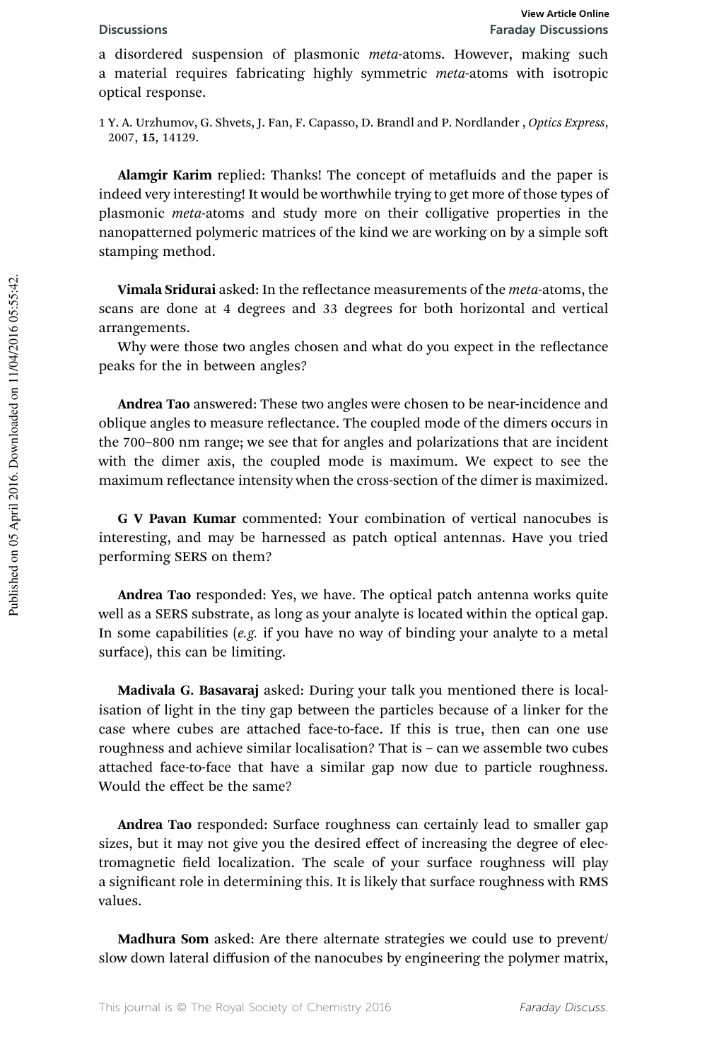a disordered suspension of plasmonic *meta*-atoms. However, making such a material requires fabricating highly symmetric *meta*-atoms with isotropic optical response.

1 Y. A. Urzhumov, G. Shvets, J. Fan, F. Capasso, D. Brandl and P. Nordlander , *Optics Express*, 2007, **15**, 14129.

**Alamgir Karim** replied: Thanks! The concept of metafluids and the paper is indeed very interesting! It would be worthwhile trying to get more of those types of plasmonic *meta*-atoms and study more on their colligative properties in the nanopatterned polymeric matrices of the kind we are working on by a simple soft stamping method.

**Vimala Sridurai** asked: In the reflectance measurements of the *meta*-atoms, the scans are done at 4 degrees and 33 degrees for both horizontal and vertical arrangements.

Why were those two angles chosen and what do you expect in the reflectance peaks for the in between angles?

**Andrea Tao** answered: These two angles were chosen to be near-incidence and oblique angles to measure reflectance. The coupled mode of the dimers occurs in the 700–800 nm range; we see that for angles and polarizations that are incident with the dimer axis, the coupled mode is maximum. We expect to see the maximum reflectance intensity when the cross-section of the dimer is maximized.

**G V Pavan Kumar** commented: Your combination of vertical nanocubes is interesting, and may be harnessed as patch optical antennas. Have you tried performing SERS on them?

**Andrea Tao** responded: Yes, we have. The optical patch antenna works quite well as a SERS substrate, as long as your analyte is located within the optical gap. In some capabilities (*e.g.* if you have no way of binding your analyte to a metal surface), this can be limiting.

**Madivala G. Basavaraj** asked: During your talk you mentioned there is localisation of light in the tiny gap between the particles because of a linker for the case where cubes are attached face-to-face. If this is true, then can one use roughness and achieve similar localisation? That is – can we assemble two cubes attached face-to-face that have a similar gap now due to particle roughness. Would the effect be the same?

**Andrea Tao** responded: Surface roughness can certainly lead to smaller gap sizes, but it may not give you the desired effect of increasing the degree of electromagnetic field localization. The scale of your surface roughness will play a significant role in determining this. It is likely that surface roughness with RMS values.

**Madhura Som** asked: Are there alternate strategies we could use to prevent/slow down lateral diffusion of the nanocubes by engineering the polymer matrix,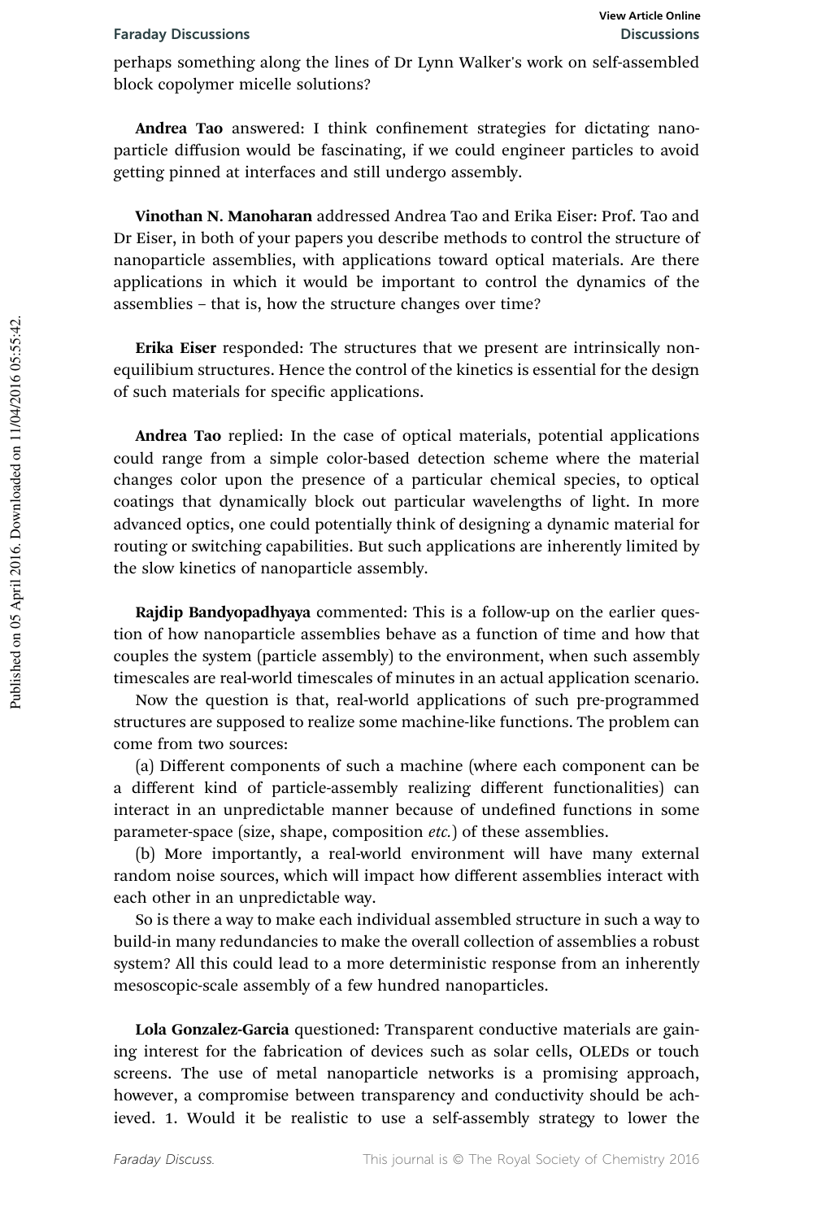perhaps something along the lines of Dr Lynn Walker's work on self-assembled block copolymer micelle solutions?

**Andrea Tao** answered: I think confinement strategies for dictating nanoparticle diffusion would be fascinating, if we could engineer particles to avoid getting pinned at interfaces and still undergo assembly.

**Vinothan N. Manoharan** addressed Andrea Tao and Erika Eiser: Prof. Tao and Dr Eiser, in both of your papers you describe methods to control the structure of nanoparticle assemblies, with applications toward optical materials. Are there applications in which it would be important to control the dynamics of the assemblies – that is, how the structure changes over time?

**Erika Eiser** responded: The structures that we present are intrinsically non-equilibium structures. Hence the control of the kinetics is essential for the design of such materials for specific applications.

**Andrea Tao** replied: In the case of optical materials, potential applications could range from a simple color-based detection scheme where the material changes color upon the presence of a particular chemical species, to optical coatings that dynamically block out particular wavelengths of light. In more advanced optics, one could potentially think of designing a dynamic material for routing or switching capabilities. But such applications are inherently limited by the slow kinetics of nanoparticle assembly.

**Rajdip Bandyopadhyaya** commented: This is a follow-up on the earlier question of how nanoparticle assemblies behave as a function of time and how that couples the system (particle assembly) to the environment, when such assembly timescales are real-world timescales of minutes in an actual application scenario.

Now the question is that, real-world applications of such pre-programmed structures are supposed to realize some machine-like functions. The problem can come from two sources:

(a) Different components of such a machine (where each component can be a different kind of particle-assembly realizing different functionalities) can interact in an unpredictable manner because of undefined functions in some parameter-space (size, shape, composition *etc.*) of these assemblies.

(b) More importantly, a real-world environment will have many external random noise sources, which will impact how different assemblies interact with each other in an unpredictable way.

So is there a way to make each individual assembled structure in such a way to build-in many redundancies to make the overall collection of assemblies a robust system? All this could lead to a more deterministic response from an inherently mesoscopic-scale assembly of a few hundred nanoparticles.

**Lola Gonzalez-Garcia** questioned: Transparent conductive materials are gaining interest for the fabrication of devices such as solar cells, OLEDs or touch screens. The use of metal nanoparticle networks is a promising approach, however, a compromise between transparency and conductivity should be achieved. 1. Would it be realistic to use a self-assembly strategy to lower the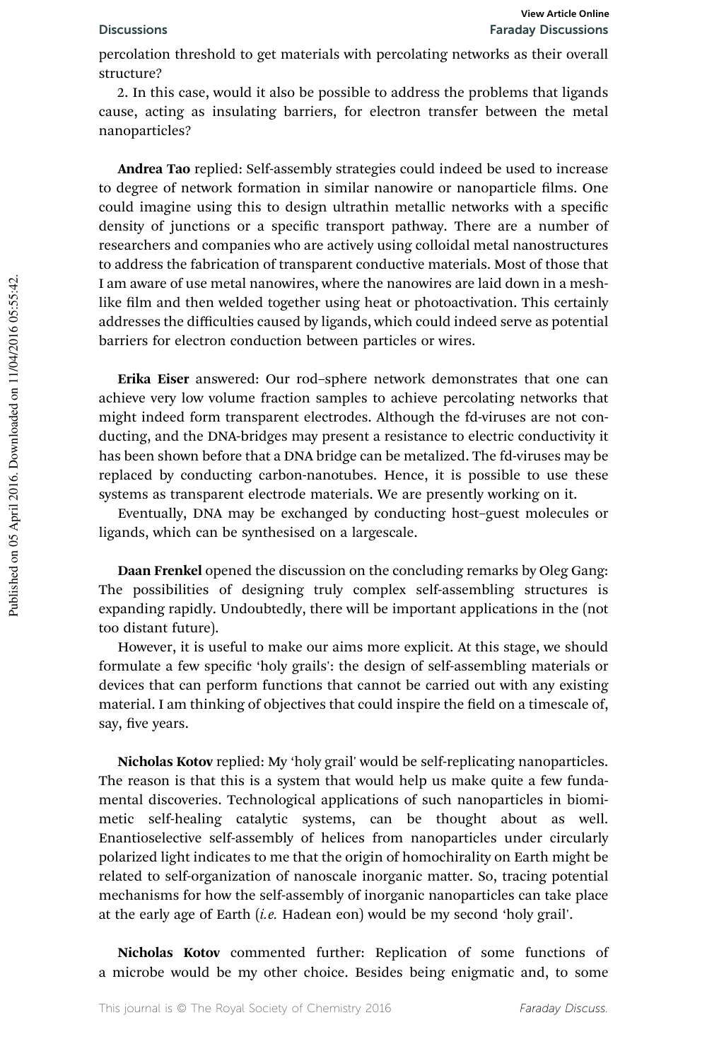percolation threshold to get materials with percolating networks as their overall structure?

2. In this case, would it also be possible to address the problems that ligands cause, acting as insulating barriers, for electron transfer between the metal nanoparticles?

**Andrea Tao** replied: Self-assembly strategies could indeed be used to increase to degree of network formation in similar nanowire or nanoparticle films. One could imagine using this to design ultrathin metallic networks with a specific density of junctions or a specific transport pathway. There are a number of researchers and companies who are actively using colloidal metal nanostructures to address the fabrication of transparent conductive materials. Most of those that I am aware of use metal nanowires, where the nanowires are laid down in a mesh-like film and then welded together using heat or photoactivation. This certainly addresses the difficulties caused by ligands, which could indeed serve as potential barriers for electron conduction between particles or wires.

**Erika Eiser** answered: Our rod–sphere network demonstrates that one can achieve very low volume fraction samples to achieve percolating networks that might indeed form transparent electrodes. Although the fd-viruses are not conducting, and the DNA-bridges may present a resistance to electric conductivity it has been shown before that a DNA bridge can be metalized. The fd-viruses may be replaced by conducting carbon-nanotubes. Hence, it is possible to use these systems as transparent electrode materials. We are presently working on it.

Eventually, DNA may be exchanged by conducting host–guest molecules or ligands, which can be synthesised on a largescale.

**Daan Frenkel** opened the discussion on the concluding remarks by Oleg Gang: The possibilities of designing truly complex self-assembling structures is expanding rapidly. Undoubtedly, there will be important applications in the (not too distant future).

However, it is useful to make our aims more explicit. At this stage, we should formulate a few specific 'holy grails': the design of self-assembling materials or devices that can perform functions that cannot be carried out with any existing material. I am thinking of objectives that could inspire the field on a timescale of, say, five years.

**Nicholas Kotov** replied: My 'holy grail' would be self-replicating nanoparticles. The reason is that this is a system that would help us make quite a few fundamental discoveries. Technological applications of such nanoparticles in biomimetic self-healing catalytic systems, can be thought about as well. Enantioselective self-assembly of helices from nanoparticles under circularly polarized light indicates to me that the origin of homochirality on Earth might be related to self-organization of nanoscale inorganic matter. So, tracing potential mechanisms for how the self-assembly of inorganic nanoparticles can take place at the early age of Earth (*i.e.* Hadean eon) would be my second 'holy grail'.

**Nicholas Kotov** commented further: Replication of some functions of a microbe would be my other choice. Besides being enigmatic and, to some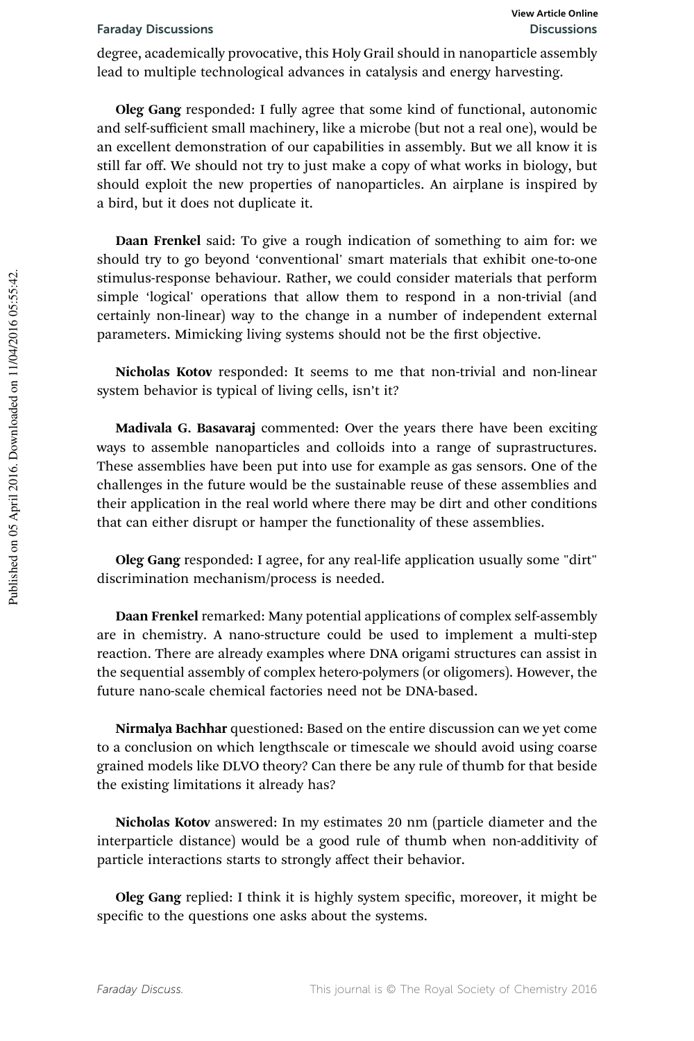degree, academically provocative, this Holy Grail should in nanoparticle assembly lead to multiple technological advances in catalysis and energy harvesting.

**Oleg Gang** responded: I fully agree that some kind of functional, autonomic and self-sufficient small machinery, like a microbe (but not a real one), would be an excellent demonstration of our capabilities in assembly. But we all know it is still far off. We should not try to just make a copy of what works in biology, but should exploit the new properties of nanoparticles. An airplane is inspired by a bird, but it does not duplicate it.

**Daan Frenkel** said: To give a rough indication of something to aim for: we should try to go beyond 'conventional' smart materials that exhibit one-to-one stimulus-response behaviour. Rather, we could consider materials that perform simple 'logical' operations that allow them to respond in a non-trivial (and certainly non-linear) way to the change in a number of independent external parameters. Mimicking living systems should not be the first objective.

**Nicholas Kotov** responded: It seems to me that non-trivial and non-linear system behavior is typical of living cells, isn't it?

**Madivala G. Basavaraj** commented: Over the years there have been exciting ways to assemble nanoparticles and colloids into a range of suprastructures. These assemblies have been put into use for example as gas sensors. One of the challenges in the future would be the sustainable reuse of these assemblies and their application in the real world where there may be dirt and other conditions that can either disrupt or hamper the functionality of these assemblies.

**Oleg Gang** responded: I agree, for any real-life application usually some "dirt" discrimination mechanism/process is needed.

**Daan Frenkel** remarked: Many potential applications of complex self-assembly are in chemistry. A nano-structure could be used to implement a multi-step reaction. There are already examples where DNA origami structures can assist in the sequential assembly of complex hetero-polymers (or oligomers). However, the future nano-scale chemical factories need not be DNA-based.

**Nirmalya Bachhar** questioned: Based on the entire discussion can we yet come to a conclusion on which lengthscale or timescale we should avoid using coarse grained models like DLVO theory? Can there be any rule of thumb for that beside the existing limitations it already has?

**Nicholas Kotov** answered: In my estimates 20 nm (particle diameter and the interparticle distance) would be a good rule of thumb when non-additivity of particle interactions starts to strongly affect their behavior.

**Oleg Gang** replied: I think it is highly system specific, moreover, it might be specific to the questions one asks about the systems.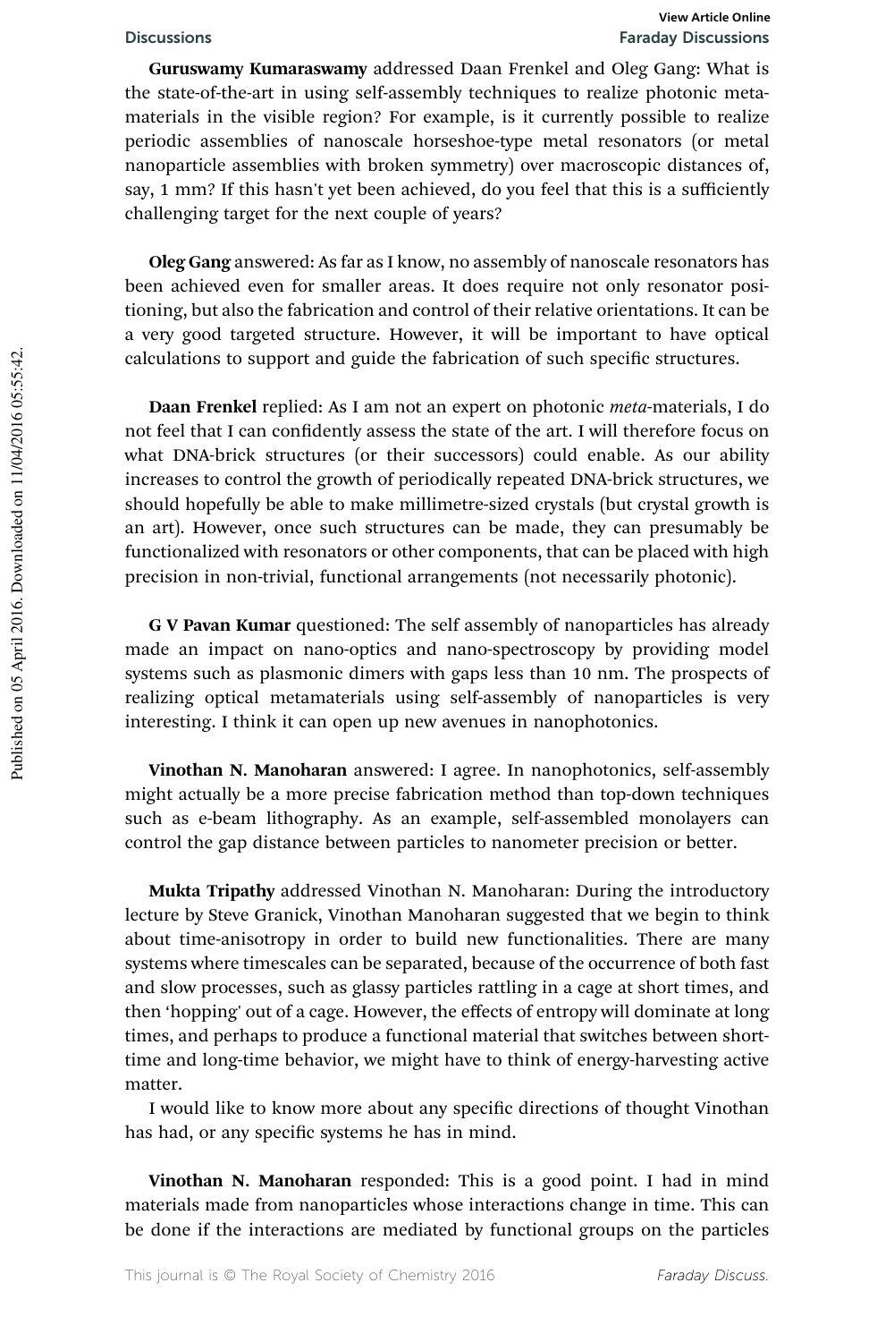**Guruswamy Kumaraswamy** addressed Daan Frenkel and Oleg Gang: What is the state-of-the-art in using self-assembly techniques to realize photonic metamaterials in the visible region? For example, is it currently possible to realize periodic assemblies of nanoscale horseshoe-type metal resonators (or metal nanoparticle assemblies with broken symmetry) over macroscopic distances of, say, 1 mm? If this hasn't yet been achieved, do you feel that this is a sufficiently challenging target for the next couple of years?

**Oleg Gang** answered: As far as I know, no assembly of nanoscale resonators has been achieved even for smaller areas. It does require not only resonator positioning, but also the fabrication and control of their relative orientations. It can be a very good targeted structure. However, it will be important to have optical calculations to support and guide the fabrication of such specific structures.

**Daan Frenkel** replied: As I am not an expert on photonic *meta*-materials, I do not feel that I can confidently assess the state of the art. I will therefore focus on what DNA-brick structures (or their successors) could enable. As our ability increases to control the growth of periodically repeated DNA-brick structures, we should hopefully be able to make millimetre-sized crystals (but crystal growth is an art). However, once such structures can be made, they can presumably be functionalized with resonators or other components, that can be placed with high precision in non-trivial, functional arrangements (not necessarily photonic).

**G V Pavan Kumar** questioned: The self assembly of nanoparticles has already made an impact on nano-optics and nano-spectroscopy by providing model systems such as plasmonic dimers with gaps less than 10 nm. The prospects of realizing optical metamaterials using self-assembly of nanoparticles is very interesting. I think it can open up new avenues in nanophotonics.

**Vinothan N. Manoharan** answered: I agree. In nanophotonics, self-assembly might actually be a more precise fabrication method than top-down techniques such as e-beam lithography. As an example, self-assembled monolayers can control the gap distance between particles to nanometer precision or better.

**Mukta Tripathy** addressed Vinothan N. Manoharan: During the introductory lecture by Steve Granick, Vinothan Manoharan suggested that we begin to think about time-anisotropy in order to build new functionalities. There are many systems where timescales can be separated, because of the occurrence of both fast and slow processes, such as glassy particles rattling in a cage at short times, and then 'hopping' out of a cage. However, the effects of entropy will dominate at long times, and perhaps to produce a functional material that switches between short-time and long-time behavior, we might have to think of energy-harvesting active matter.

I would like to know more about any specific directions of thought Vinothan has had, or any specific systems he has in mind.

**Vinothan N. Manoharan** responded: This is a good point. I had in mind materials made from nanoparticles whose interactions change in time. This can be done if the interactions are mediated by functional groups on the particles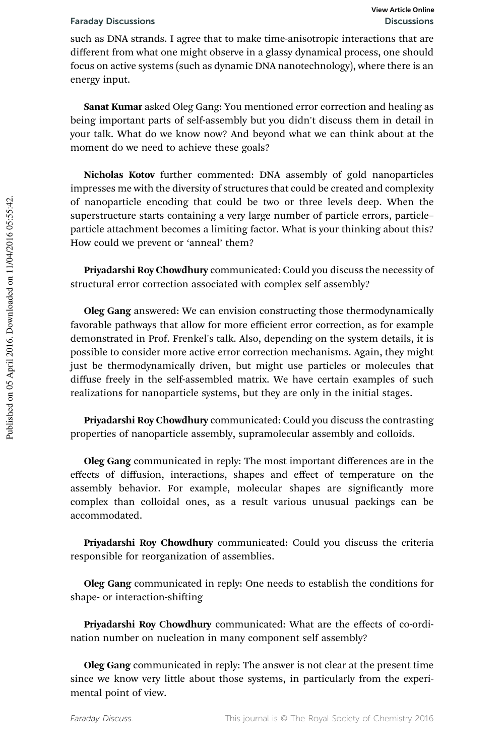such as DNA strands. I agree that to make time-anisotropic interactions that are different from what one might observe in a glassy dynamical process, one should focus on active systems (such as dynamic DNA nanotechnology), where there is an energy input.

**Sanat Kumar** asked Oleg Gang: You mentioned error correction and healing as being important parts of self-assembly but you didn't discuss them in detail in your talk. What do we know now? And beyond what we can think about at the moment do we need to achieve these goals?

**Nicholas Kotov** further commented: DNA assembly of gold nanoparticles impresses me with the diversity of structures that could be created and complexity of nanoparticle encoding that could be two or three levels deep. When the superstructure starts containing a very large number of particle errors, particle–particle attachment becomes a limiting factor. What is your thinking about this? How could we prevent or 'anneal' them?

**Priyadarshi Roy Chowdhury** communicated: Could you discuss the necessity of structural error correction associated with complex self assembly?

**Oleg Gang** answered: We can envision constructing those thermodynamically favorable pathways that allow for more efficient error correction, as for example demonstrated in Prof. Frenkel's talk. Also, depending on the system details, it is possible to consider more active error correction mechanisms. Again, they might just be thermodynamically driven, but might use particles or molecules that diffuse freely in the self-assembled matrix. We have certain examples of such realizations for nanoparticle systems, but they are only in the initial stages.

**Priyadarshi Roy Chowdhury** communicated: Could you discuss the contrasting properties of nanoparticle assembly, supramolecular assembly and colloids.

**Oleg Gang** communicated in reply: The most important differences are in the effects of diffusion, interactions, shapes and effect of temperature on the assembly behavior. For example, molecular shapes are significantly more complex than colloidal ones, as a result various unusual packings can be accommodated.

**Priyadarshi Roy Chowdhury** communicated: Could you discuss the criteria responsible for reorganization of assemblies.

**Oleg Gang** communicated in reply: One needs to establish the conditions for shape- or interaction-shifting

**Priyadarshi Roy Chowdhury** communicated: What are the effects of co-ordination number on nucleation in many component self assembly?

**Oleg Gang** communicated in reply: The answer is not clear at the present time since we know very little about those systems, in particularly from the experimental point of view.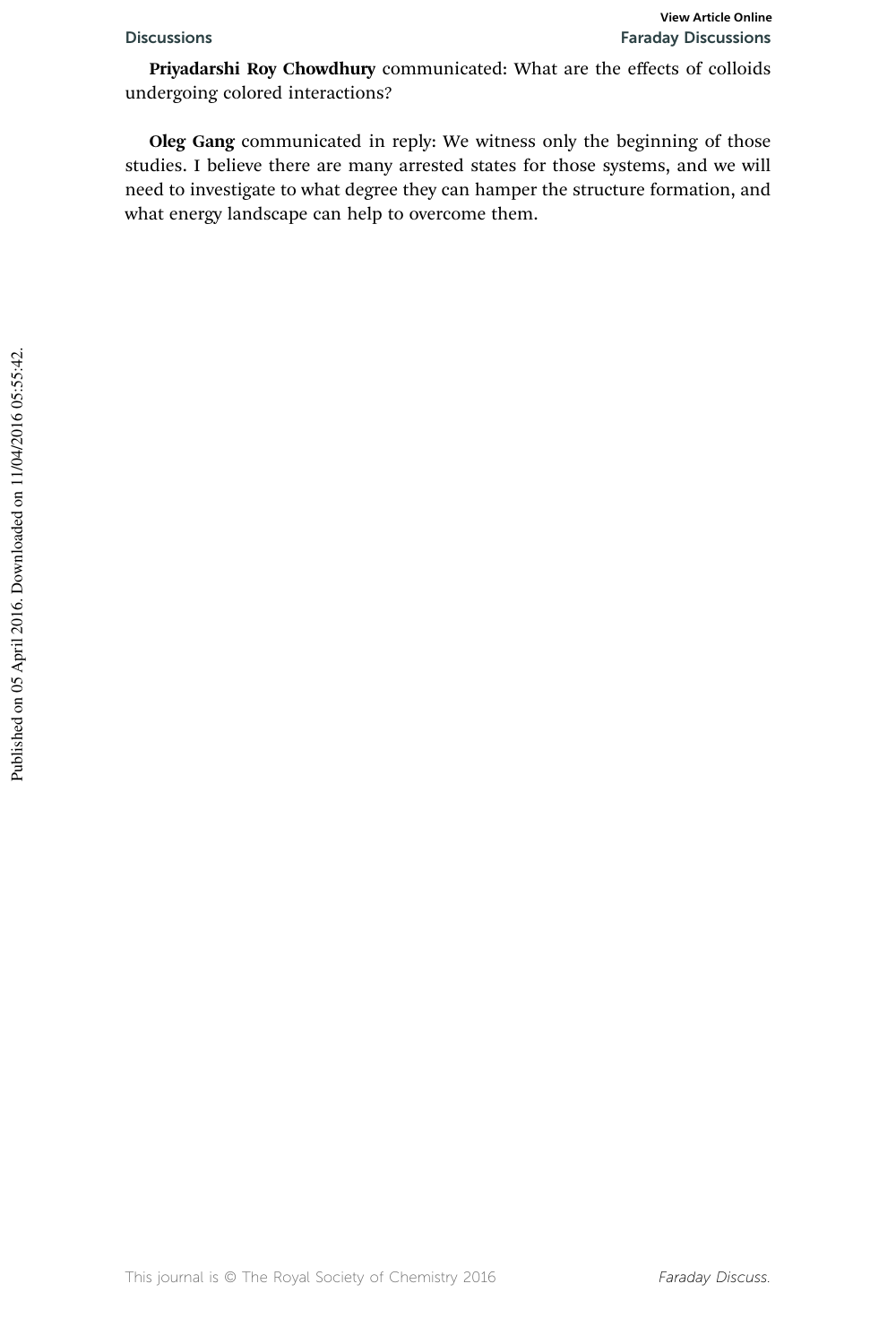**Priyadarshi Roy Chowdhury** communicated: What are the effects of colloids undergoing colored interactions?

**Oleg Gang** communicated in reply: We witness only the beginning of those studies. I believe there are many arrested states for those systems, and we will need to investigate to what degree they can hamper the structure formation, and what energy landscape can help to overcome them.